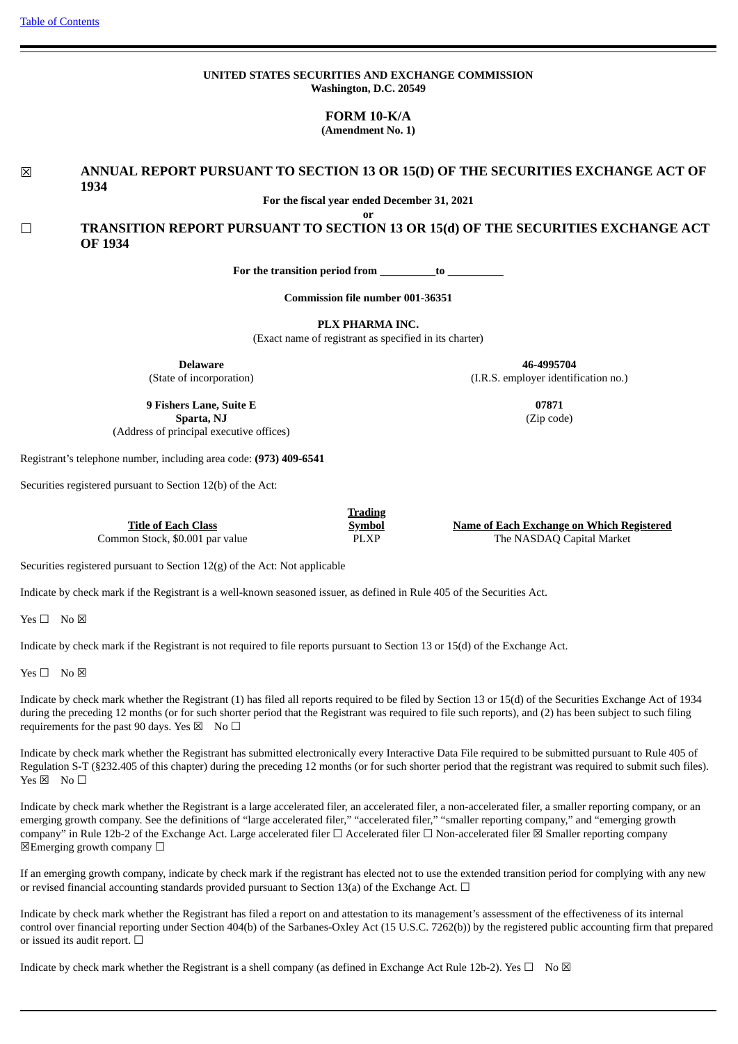[Table of Contents](#)

**UNITED STATES SECURITIES AND EXCHANGE COMMISSION**
**Washington, D.C. 20549**

# FORM 10-K/A

**(Amendment No. 1)**

☒ **ANNUAL REPORT PURSUANT TO SECTION 13 OR 15(D) OF THE SECURITIES EXCHANGE ACT OF 1934**

**For the fiscal year ended December 31, 2021**

**or**

☐ **TRANSITION REPORT PURSUANT TO SECTION 13 OR 15(d) OF THE SECURITIES EXCHANGE ACT OF 1934**

**For the transition period from __________to __________**

**Commission file number 001-36351**

**PLX PHARMA INC.**
(Exact name of registrant as specified in its charter)

| | |
|---|---|
| **Delaware** (State of incorporation) | **46-4995704** (I.R.S. employer identification no.) |
| **9 Fishers Lane, Suite E Sparta, NJ** (Address of principal executive offices) | **07871** (Zip code) |

Registrant's telephone number, including area code: **(973) 409-6541**

Securities registered pursuant to Section 12(b) of the Act:

| Title of Each Class | Trading Symbol | Name of Each Exchange on Which Registered |
|---|---|---|
| Common Stock, $0.001 par value | PLXP | The NASDAQ Capital Market |

Securities registered pursuant to Section 12(g) of the Act: Not applicable

Indicate by check mark if the Registrant is a well-known seasoned issuer, as defined in Rule 405 of the Securities Act.

Yes ☐ No ☒

Indicate by check mark if the Registrant is not required to file reports pursuant to Section 13 or 15(d) of the Exchange Act.

Yes ☐ No ☒

Indicate by check mark whether the Registrant (1) has filed all reports required to be filed by Section 13 or 15(d) of the Securities Exchange Act of 1934 during the preceding 12 months (or for such shorter period that the Registrant was required to file such reports), and (2) has been subject to such filing requirements for the past 90 days. Yes ☒ No ☐

Indicate by check mark whether the Registrant has submitted electronically every Interactive Data File required to be submitted pursuant to Rule 405 of Regulation S-T (§232.405 of this chapter) during the preceding 12 months (or for such shorter period that the registrant was required to submit such files). Yes ☒ No ☐

Indicate by check mark whether the Registrant is a large accelerated filer, an accelerated filer, a non-accelerated filer, a smaller reporting company, or an emerging growth company. See the definitions of "large accelerated filer," "accelerated filer," "smaller reporting company," and "emerging growth company" in Rule 12b-2 of the Exchange Act. Large accelerated filer ☐ Accelerated filer ☐ Non-accelerated filer ☒ Smaller reporting company ☒Emerging growth company ☐

If an emerging growth company, indicate by check mark if the registrant has elected not to use the extended transition period for complying with any new or revised financial accounting standards provided pursuant to Section 13(a) of the Exchange Act. ☐

Indicate by check mark whether the Registrant has filed a report on and attestation to its management's assessment of the effectiveness of its internal control over financial reporting under Section 404(b) of the Sarbanes-Oxley Act (15 U.S.C. 7262(b)) by the registered public accounting firm that prepared or issued its audit report. ☐

Indicate by check mark whether the Registrant is a shell company (as defined in Exchange Act Rule 12b-2). Yes ☐ No ☒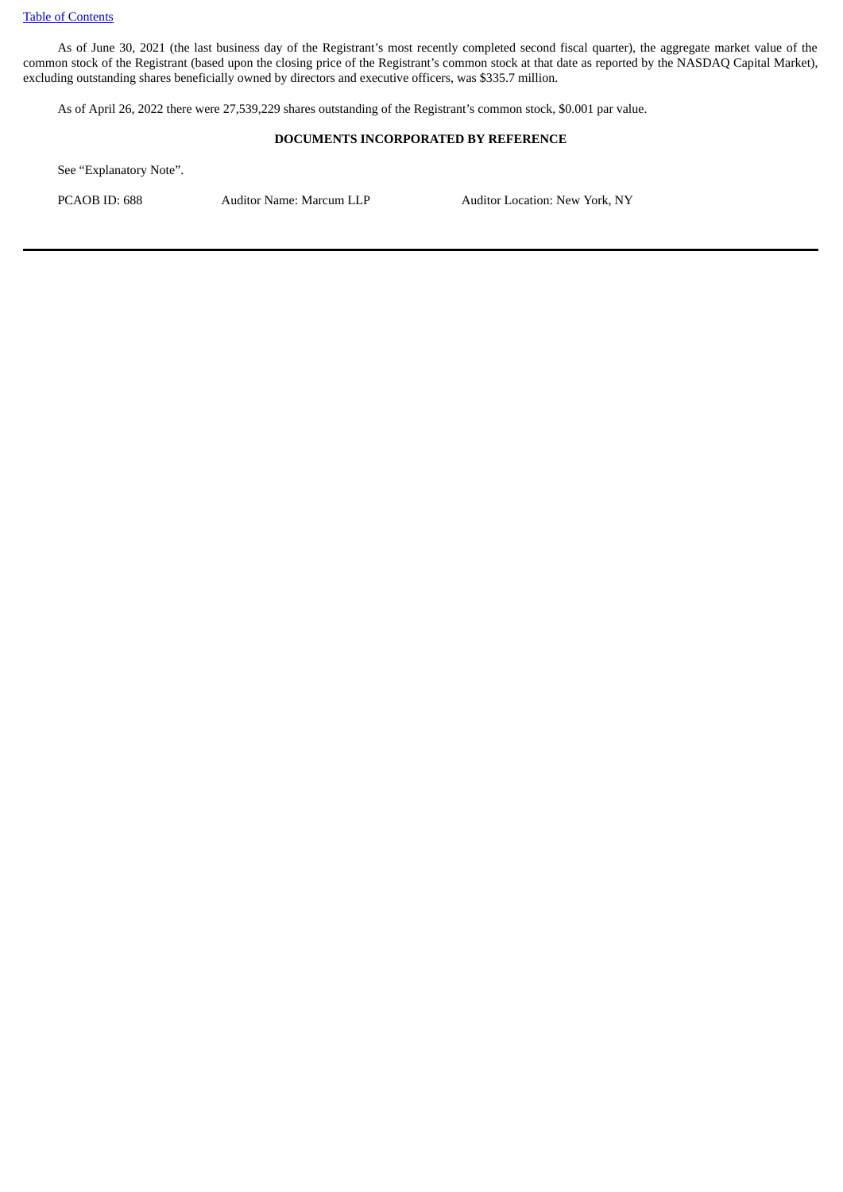As of June 30, 2021 (the last business day of the Registrant's most recently completed second fiscal quarter), the aggregate market value of the common stock of the Registrant (based upon the closing price of the Registrant's common stock at that date as reported by the NASDAQ Capital Market), excluding outstanding shares beneficially owned by directors and executive officers, was $335.7 million.

As of April 26, 2022 there were 27,539,229 shares outstanding of the Registrant's common stock, $0.001 par value.

**DOCUMENTS INCORPORATED BY REFERENCE**

See "Explanatory Note".

PCAOB ID: 688 Auditor Name: Marcum LLP Auditor Location: New York, NY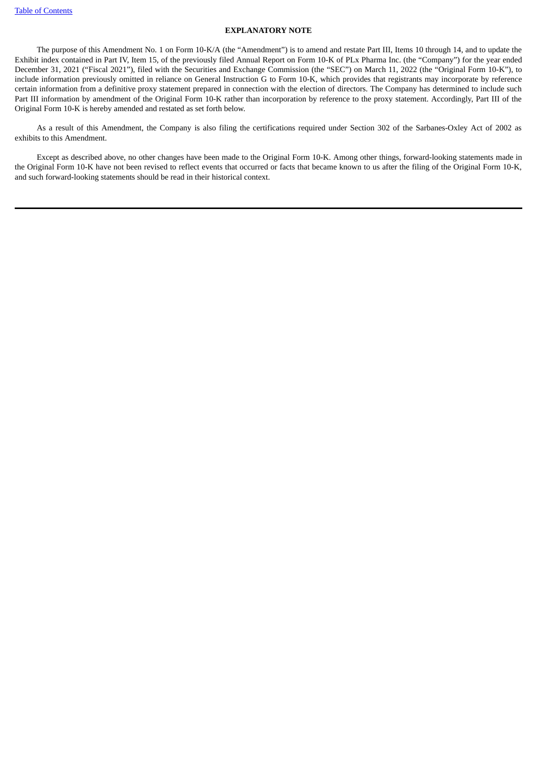## EXPLANATORY NOTE

The purpose of this Amendment No. 1 on Form 10-K/A (the "Amendment") is to amend and restate Part III, Items 10 through 14, and to update the Exhibit index contained in Part IV, Item 15, of the previously filed Annual Report on Form 10-K of PLx Pharma Inc. (the "Company") for the year ended December 31, 2021 ("Fiscal 2021"), filed with the Securities and Exchange Commission (the "SEC") on March 11, 2022 (the "Original Form 10-K"), to include information previously omitted in reliance on General Instruction G to Form 10-K, which provides that registrants may incorporate by reference certain information from a definitive proxy statement prepared in connection with the election of directors. The Company has determined to include such Part III information by amendment of the Original Form 10-K rather than incorporation by reference to the proxy statement. Accordingly, Part III of the Original Form 10-K is hereby amended and restated as set forth below.

As a result of this Amendment, the Company is also filing the certifications required under Section 302 of the Sarbanes-Oxley Act of 2002 as exhibits to this Amendment.

Except as described above, no other changes have been made to the Original Form 10-K. Among other things, forward-looking statements made in the Original Form 10-K have not been revised to reflect events that occurred or facts that became known to us after the filing of the Original Form 10-K, and such forward-looking statements should be read in their historical context.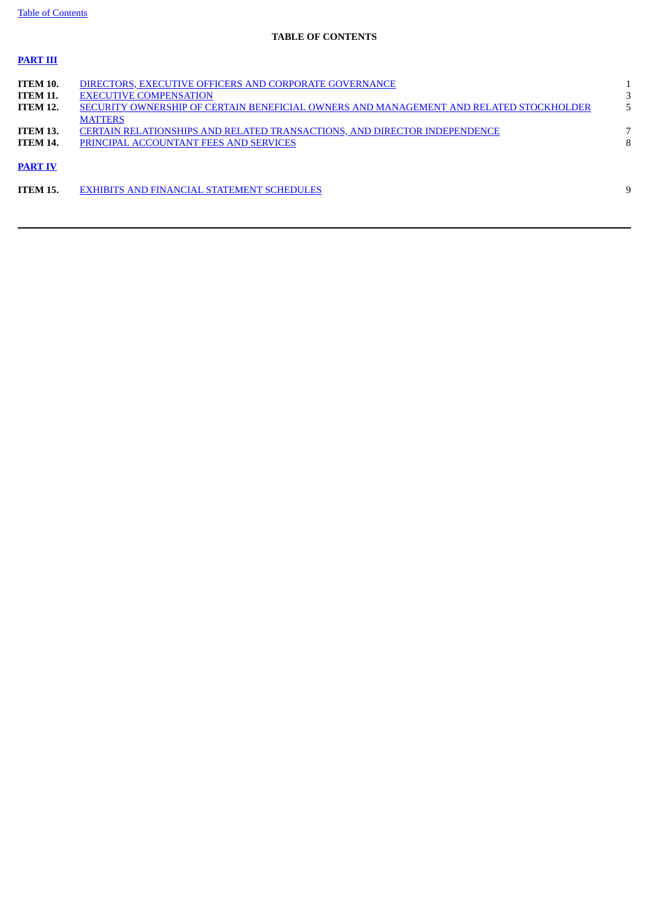**TABLE OF CONTENTS**

**PART III**

| | | |
|---|---|---|
| **ITEM 10.** | DIRECTORS, EXECUTIVE OFFICERS AND CORPORATE GOVERNANCE | 1 |
| **ITEM 11.** | EXECUTIVE COMPENSATION | 3 |
| **ITEM 12.** | SECURITY OWNERSHIP OF CERTAIN BENEFICIAL OWNERS AND MANAGEMENT AND RELATED STOCKHOLDER MATTERS | 5 |
| **ITEM 13.** | CERTAIN RELATIONSHIPS AND RELATED TRANSACTIONS, AND DIRECTOR INDEPENDENCE | 7 |
| **ITEM 14.** | PRINCIPAL ACCOUNTANT FEES AND SERVICES | 8 |

**PART IV**

| | | |
|---|---|---|
| **ITEM 15.** | EXHIBITS AND FINANCIAL STATEMENT SCHEDULES | 9 |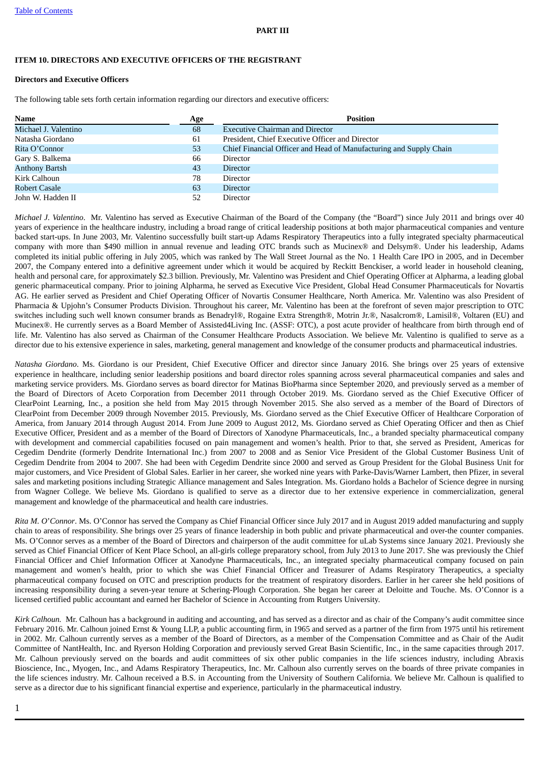**PART III**

**ITEM 10. DIRECTORS AND EXECUTIVE OFFICERS OF THE REGISTRANT**

**Directors and Executive Officers**

The following table sets forth certain information regarding our directors and executive officers:

| Name | Age | Position |
|---|---|---|
| Michael J. Valentino | 68 | Executive Chairman and Director |
| Natasha Giordano | 61 | President, Chief Executive Officer and Director |
| Rita O'Connor | 53 | Chief Financial Officer and Head of Manufacturing and Supply Chain |
| Gary S. Balkema | 66 | Director |
| Anthony Bartsh | 43 | Director |
| Kirk Calhoun | 78 | Director |
| Robert Casale | 63 | Director |
| John W. Hadden II | 52 | Director |

*Michael J. Valentino*. Mr. Valentino has served as Executive Chairman of the Board of the Company (the "Board") since July 2011 and brings over 40 years of experience in the healthcare industry, including a broad range of critical leadership positions at both major pharmaceutical companies and venture backed start-ups. In June 2003, Mr. Valentino successfully built start-up Adams Respiratory Therapeutics into a fully integrated specialty pharmaceutical company with more than $490 million in annual revenue and leading OTC brands such as Mucinex® and Delsym®. Under his leadership, Adams completed its initial public offering in July 2005, which was ranked by The Wall Street Journal as the No. 1 Health Care IPO in 2005, and in December 2007, the Company entered into a definitive agreement under which it would be acquired by Reckitt Benckiser, a world leader in household cleaning, health and personal care, for approximately $2.3 billion. Previously, Mr. Valentino was President and Chief Operating Officer at Alpharma, a leading global generic pharmaceutical company. Prior to joining Alpharma, he served as Executive Vice President, Global Head Consumer Pharmaceuticals for Novartis AG. He earlier served as President and Chief Operating Officer of Novartis Consumer Healthcare, North America. Mr. Valentino was also President of Pharmacia & Upjohn's Consumer Products Division. Throughout his career, Mr. Valentino has been at the forefront of seven major prescription to OTC switches including such well known consumer brands as Benadryl®, Rogaine Extra Strength®, Motrin Jr.®, Nasalcrom®, Lamisil®, Voltaren (EU) and Mucinex®. He currently serves as a Board Member of Assisted4Living Inc. (ASSF: OTC), a post acute provider of healthcare from birth through end of life. Mr. Valentino has also served as Chairman of the Consumer Healthcare Products Association. We believe Mr. Valentino is qualified to serve as a director due to his extensive experience in sales, marketing, general management and knowledge of the consumer products and pharmaceutical industries.

*Natasha Giordano*. Ms. Giordano is our President, Chief Executive Officer and director since January 2016. She brings over 25 years of extensive experience in healthcare, including senior leadership positions and board director roles spanning across several pharmaceutical companies and sales and marketing service providers. Ms. Giordano serves as board director for Matinas BioPharma since September 2020, and previously served as a member of the Board of Directors of Aceto Corporation from December 2011 through October 2019. Ms. Giordano served as the Chief Executive Officer of ClearPoint Learning, Inc., a position she held from May 2015 through November 2015. She also served as a member of the Board of Directors of ClearPoint from December 2009 through November 2015. Previously, Ms. Giordano served as the Chief Executive Officer of Healthcare Corporation of America, from January 2014 through August 2014. From June 2009 to August 2012, Ms. Giordano served as Chief Operating Officer and then as Chief Executive Officer, President and as a member of the Board of Directors of Xanodyne Pharmaceuticals, Inc., a branded specialty pharmaceutical company with development and commercial capabilities focused on pain management and women's health. Prior to that, she served as President, Americas for Cegedim Dendrite (formerly Dendrite International Inc.) from 2007 to 2008 and as Senior Vice President of the Global Customer Business Unit of Cegedim Dendrite from 2004 to 2007. She had been with Cegedim Dendrite since 2000 and served as Group President for the Global Business Unit for major customers, and Vice President of Global Sales. Earlier in her career, she worked nine years with Parke-Davis/Warner Lambert, then Pfizer, in several sales and marketing positions including Strategic Alliance management and Sales Integration. Ms. Giordano holds a Bachelor of Science degree in nursing from Wagner College. We believe Ms. Giordano is qualified to serve as a director due to her extensive experience in commercialization, general management and knowledge of the pharmaceutical and health care industries.

*Rita M. O'Connor*. Ms. O'Connor has served the Company as Chief Financial Officer since July 2017 and in August 2019 added manufacturing and supply chain to areas of responsibility. She brings over 25 years of finance leadership in both public and private pharmaceutical and over-the counter companies. Ms. O'Connor serves as a member of the Board of Directors and chairperson of the audit committee for uLab Systems since January 2021. Previously she served as Chief Financial Officer of Kent Place School, an all-girls college preparatory school, from July 2013 to June 2017. She was previously the Chief Financial Officer and Chief Information Officer at Xanodyne Pharmaceuticals, Inc., an integrated specialty pharmaceutical company focused on pain management and women's health, prior to which she was Chief Financial Officer and Treasurer of Adams Respiratory Therapeutics, a specialty pharmaceutical company focused on OTC and prescription products for the treatment of respiratory disorders. Earlier in her career she held positions of increasing responsibility during a seven-year tenure at Schering-Plough Corporation. She began her career at Deloitte and Touche. Ms. O'Connor is a licensed certified public accountant and earned her Bachelor of Science in Accounting from Rutgers University.

*Kirk Calhoun.* Mr. Calhoun has a background in auditing and accounting, and has served as a director and as chair of the Company's audit committee since February 2016. Mr. Calhoun joined Ernst & Young LLP, a public accounting firm, in 1965 and served as a partner of the firm from 1975 until his retirement in 2002. Mr. Calhoun currently serves as a member of the Board of Directors, as a member of the Compensation Committee and as Chair of the Audit Committee of NantHealth, Inc. and Ryerson Holding Corporation and previously served Great Basin Scientific, Inc., in the same capacities through 2017. Mr. Calhoun previously served on the boards and audit committees of six other public companies in the life sciences industry, including Abraxis Bioscience, Inc., Myogen, Inc., and Adams Respiratory Therapeutics, Inc. Mr. Calhoun also currently serves on the boards of three private companies in the life sciences industry. Mr. Calhoun received a B.S. in Accounting from the University of Southern California. We believe Mr. Calhoun is qualified to serve as a director due to his significant financial expertise and experience, particularly in the pharmaceutical industry.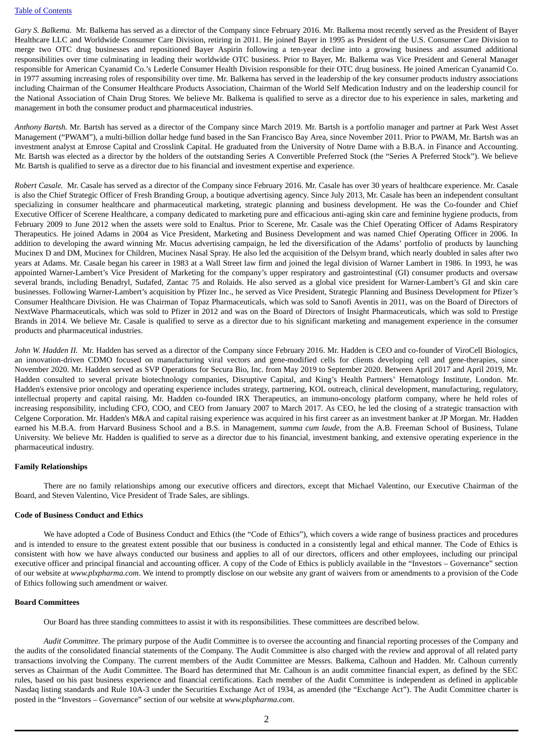*Gary S. Balkema.* Mr. Balkema has served as a director of the Company since February 2016. Mr. Balkema most recently served as the President of Bayer Healthcare LLC and Worldwide Consumer Care Division, retiring in 2011. He joined Bayer in 1995 as President of the U.S. Consumer Care Division to merge two OTC drug businesses and repositioned Bayer Aspirin following a ten-year decline into a growing business and assumed additional responsibilities over time culminating in leading their worldwide OTC business. Prior to Bayer, Mr. Balkema was Vice President and General Manager responsible for American Cyanamid Co.'s Lederle Consumer Health Division responsible for their OTC drug business. He joined American Cyanamid Co. in 1977 assuming increasing roles of responsibility over time. Mr. Balkema has served in the leadership of the key consumer products industry associations including Chairman of the Consumer Healthcare Products Association, Chairman of the World Self Medication Industry and on the leadership council for the National Association of Chain Drug Stores. We believe Mr. Balkema is qualified to serve as a director due to his experience in sales, marketing and management in both the consumer product and pharmaceutical industries.

*Anthony Bartsh.* Mr. Bartsh has served as a director of the Company since March 2019. Mr. Bartsh is a portfolio manager and partner at Park West Asset Management ("PWAM"), a multi-billion dollar hedge fund based in the San Francisco Bay Area, since November 2011. Prior to PWAM, Mr. Bartsh was an investment analyst at Emrose Capital and Crosslink Capital. He graduated from the University of Notre Dame with a B.B.A. in Finance and Accounting. Mr. Bartsh was elected as a director by the holders of the outstanding Series A Convertible Preferred Stock (the "Series A Preferred Stock"). We believe Mr. Bartsh is qualified to serve as a director due to his financial and investment expertise and experience.

*Robert Casale.* Mr. Casale has served as a director of the Company since February 2016. Mr. Casale has over 30 years of healthcare experience. Mr. Casale is also the Chief Strategic Officer of Fresh Branding Group, a boutique advertising agency. Since July 2013, Mr. Casale has been an independent consultant specializing in consumer healthcare and pharmaceutical marketing, strategic planning and business development. He was the Co-founder and Chief Executive Officer of Scerene Healthcare, a company dedicated to marketing pure and efficacious anti-aging skin care and feminine hygiene products, from February 2009 to June 2012 when the assets were sold to Enaltus. Prior to Scerene, Mr. Casale was the Chief Operating Officer of Adams Respiratory Therapeutics. He joined Adams in 2004 as Vice President, Marketing and Business Development and was named Chief Operating Officer in 2006. In addition to developing the award winning Mr. Mucus advertising campaign, he led the diversification of the Adams' portfolio of products by launching Mucinex D and DM, Mucinex for Children, Mucinex Nasal Spray. He also led the acquisition of the Delsym brand, which nearly doubled in sales after two years at Adams. Mr. Casale began his career in 1983 at a Wall Street law firm and joined the legal division of Warner Lambert in 1986. In 1993, he was appointed Warner-Lambert's Vice President of Marketing for the company's upper respiratory and gastrointestinal (GI) consumer products and oversaw several brands, including Benadryl, Sudafed, Zantac 75 and Rolaids. He also served as a global vice president for Warner-Lambert's GI and skin care businesses. Following Warner-Lambert's acquisition by Pfizer Inc., he served as Vice President, Strategic Planning and Business Development for Pfizer's Consumer Healthcare Division. He was Chairman of Topaz Pharmaceuticals, which was sold to Sanofi Aventis in 2011, was on the Board of Directors of NextWave Pharmaceuticals, which was sold to Pfizer in 2012 and was on the Board of Directors of Insight Pharmaceuticals, which was sold to Prestige Brands in 2014. We believe Mr. Casale is qualified to serve as a director due to his significant marketing and management experience in the consumer products and pharmaceutical industries.

*John W. Hadden II.* Mr. Hadden has served as a director of the Company since February 2016. Mr. Hadden is CEO and co-founder of ViroCell Biologics, an innovation-driven CDMO focused on manufacturing viral vectors and gene-modified cells for clients developing cell and gene-therapies, since November 2020. Mr. Hadden served as SVP Operations for Secura Bio, Inc. from May 2019 to September 2020. Between April 2017 and April 2019, Mr. Hadden consulted to several private biotechnology companies, Disruptive Capital, and King's Health Partners' Hematology Institute, London. Mr. Hadden's extensive prior oncology and operating experience includes strategy, partnering, KOL outreach, clinical development, manufacturing, regulatory, intellectual property and capital raising. Mr. Hadden co-founded IRX Therapeutics, an immuno-oncology platform company, where he held roles of increasing responsibility, including CFO, COO, and CEO from January 2007 to March 2017. As CEO, he led the closing of a strategic transaction with Celgene Corporation. Mr. Hadden's M&A and capital raising experience was acquired in his first career as an investment banker at JP Morgan. Mr. Hadden earned his M.B.A. from Harvard Business School and a B.S. in Management, *summa cum laude*, from the A.B. Freeman School of Business, Tulane University. We believe Mr. Hadden is qualified to serve as a director due to his financial, investment banking, and extensive operating experience in the pharmaceutical industry.

**Family Relationships**

There are no family relationships among our executive officers and directors, except that Michael Valentino, our Executive Chairman of the Board, and Steven Valentino, Vice President of Trade Sales, are siblings.

**Code of Business Conduct and Ethics**

We have adopted a Code of Business Conduct and Ethics (the "Code of Ethics"), which covers a wide range of business practices and procedures and is intended to ensure to the greatest extent possible that our business is conducted in a consistently legal and ethical manner. The Code of Ethics is consistent with how we have always conducted our business and applies to all of our directors, officers and other employees, including our principal executive officer and principal financial and accounting officer. A copy of the Code of Ethics is publicly available in the "Investors – Governance" section of our website at *www.plxpharma.com*. We intend to promptly disclose on our website any grant of waivers from or amendments to a provision of the Code of Ethics following such amendment or waiver.

**Board Committees**

Our Board has three standing committees to assist it with its responsibilities. These committees are described below.

*Audit Committee*. The primary purpose of the Audit Committee is to oversee the accounting and financial reporting processes of the Company and the audits of the consolidated financial statements of the Company. The Audit Committee is also charged with the review and approval of all related party transactions involving the Company. The current members of the Audit Committee are Messrs. Balkema, Calhoun and Hadden. Mr. Calhoun currently serves as Chairman of the Audit Committee. The Board has determined that Mr. Calhoun is an audit committee financial expert, as defined by the SEC rules, based on his past business experience and financial certifications. Each member of the Audit Committee is independent as defined in applicable Nasdaq listing standards and Rule 10A-3 under the Securities Exchange Act of 1934, as amended (the "Exchange Act"). The Audit Committee charter is posted in the "Investors – Governance" section of our website at *www.plxpharma.com*.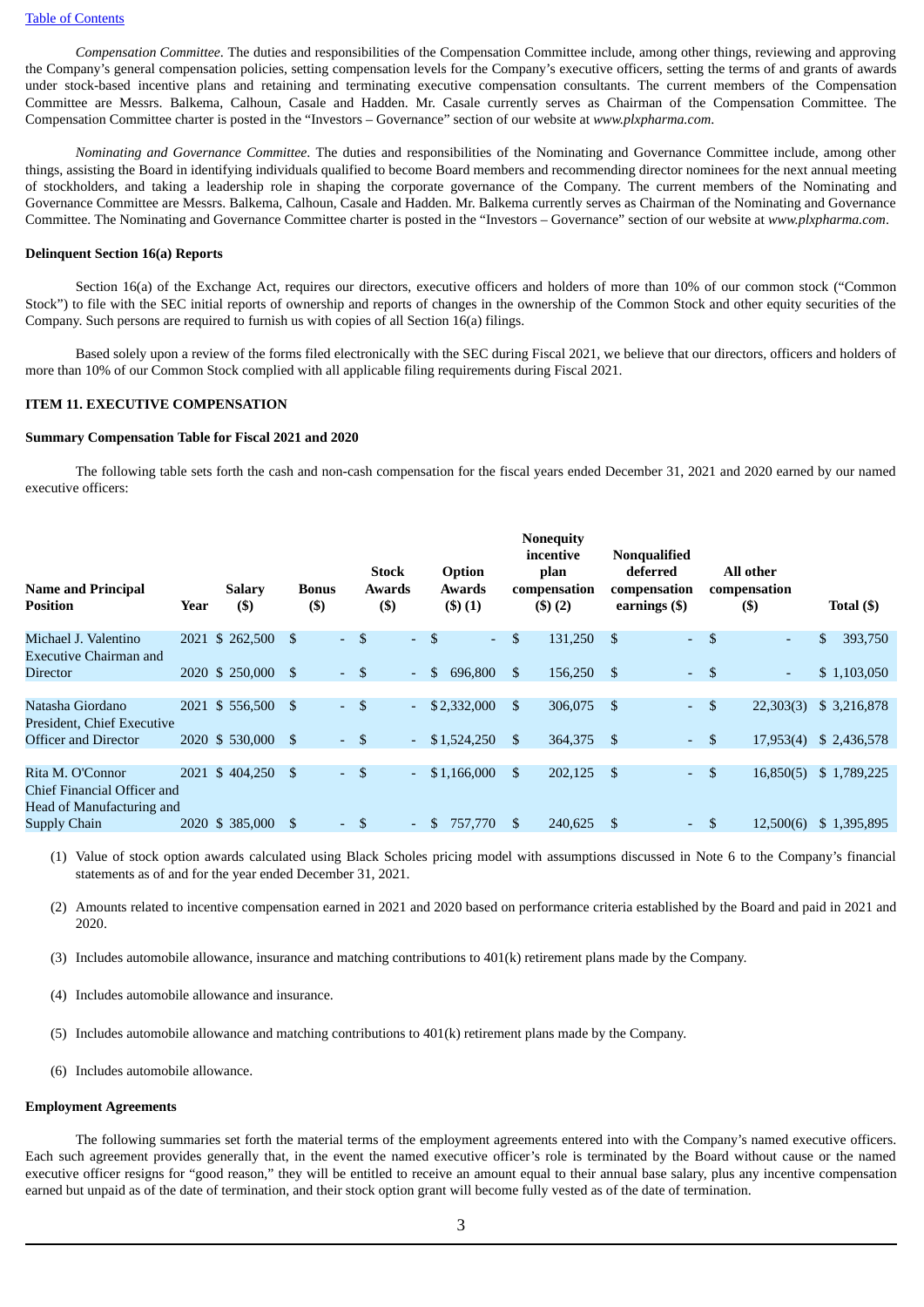*Compensation Committee*. The duties and responsibilities of the Compensation Committee include, among other things, reviewing and approving the Company's general compensation policies, setting compensation levels for the Company's executive officers, setting the terms of and grants of awards under stock-based incentive plans and retaining and terminating executive compensation consultants. The current members of the Compensation Committee are Messrs. Balkema, Calhoun, Casale and Hadden. Mr. Casale currently serves as Chairman of the Compensation Committee. The Compensation Committee charter is posted in the "Investors – Governance" section of our website at *www.plxpharma.com*.

*Nominating and Governance Committee*. The duties and responsibilities of the Nominating and Governance Committee include, among other things, assisting the Board in identifying individuals qualified to become Board members and recommending director nominees for the next annual meeting of stockholders, and taking a leadership role in shaping the corporate governance of the Company. The current members of the Nominating and Governance Committee are Messrs. Balkema, Calhoun, Casale and Hadden. Mr. Balkema currently serves as Chairman of the Nominating and Governance Committee. The Nominating and Governance Committee charter is posted in the "Investors – Governance" section of our website at *www.plxpharma.com*.

**Delinquent Section 16(a) Reports**

Section 16(a) of the Exchange Act, requires our directors, executive officers and holders of more than 10% of our common stock ("Common Stock") to file with the SEC initial reports of ownership and reports of changes in the ownership of the Common Stock and other equity securities of the Company. Such persons are required to furnish us with copies of all Section 16(a) filings.

Based solely upon a review of the forms filed electronically with the SEC during Fiscal 2021, we believe that our directors, officers and holders of more than 10% of our Common Stock complied with all applicable filing requirements during Fiscal 2021.

**ITEM 11. EXECUTIVE COMPENSATION**

**Summary Compensation Table for Fiscal 2021 and 2020**

The following table sets forth the cash and non-cash compensation for the fiscal years ended December 31, 2021 and 2020 earned by our named executive officers:

| Name and Principal Position | Year | Salary ($) | Bonus ($) | Stock Awards ($) | Option Awards ($) (1) | Nonequity incentive plan compensation ($) (2) | Nonqualified deferred compensation earnings ($) | All other compensation ($) | Total ($) |
|---|---|---|---|---|---|---|---|---|---|
| Michael J. Valentino Executive Chairman and | 2021 | $ 262,500 | $ - | $ - | $ - | $ 131,250 | $ - | $ - | $ 393,750 |
| Director | 2020 | $ 250,000 | $ - | $ - | $ 696,800 | $ 156,250 | $ - | $ - | $ 1,103,050 |
| Natasha Giordano President, Chief Executive | 2021 | $ 556,500 | $ - | $ - | $ 2,332,000 | $ 306,075 | $ - | $ 22,303(3) | $ 3,216,878 |
| Officer and Director | 2020 | $ 530,000 | $ - | $ - | $ 1,524,250 | $ 364,375 | $ - | $ 17,953(4) | $ 2,436,578 |
| Rita M. O'Connor Chief Financial Officer and Head of Manufacturing and | 2021 | $ 404,250 | $ - | $ - | $ 1,166,000 | $ 202,125 | $ - | $ 16,850(5) | $ 1,789,225 |
| Supply Chain | 2020 | $ 385,000 | $ - | $ - | $ 757,770 | $ 240,625 | $ - | $ 12,500(6) | $ 1,395,895 |

(1) Value of stock option awards calculated using Black Scholes pricing model with assumptions discussed in Note 6 to the Company's financial statements as of and for the year ended December 31, 2021.

(2) Amounts related to incentive compensation earned in 2021 and 2020 based on performance criteria established by the Board and paid in 2021 and 2020.

(3) Includes automobile allowance, insurance and matching contributions to 401(k) retirement plans made by the Company.

(4) Includes automobile allowance and insurance.

(5) Includes automobile allowance and matching contributions to 401(k) retirement plans made by the Company.

(6) Includes automobile allowance.

**Employment Agreements**

The following summaries set forth the material terms of the employment agreements entered into with the Company's named executive officers. Each such agreement provides generally that, in the event the named executive officer's role is terminated by the Board without cause or the named executive officer resigns for "good reason," they will be entitled to receive an amount equal to their annual base salary, plus any incentive compensation earned but unpaid as of the date of termination, and their stock option grant will become fully vested as of the date of termination.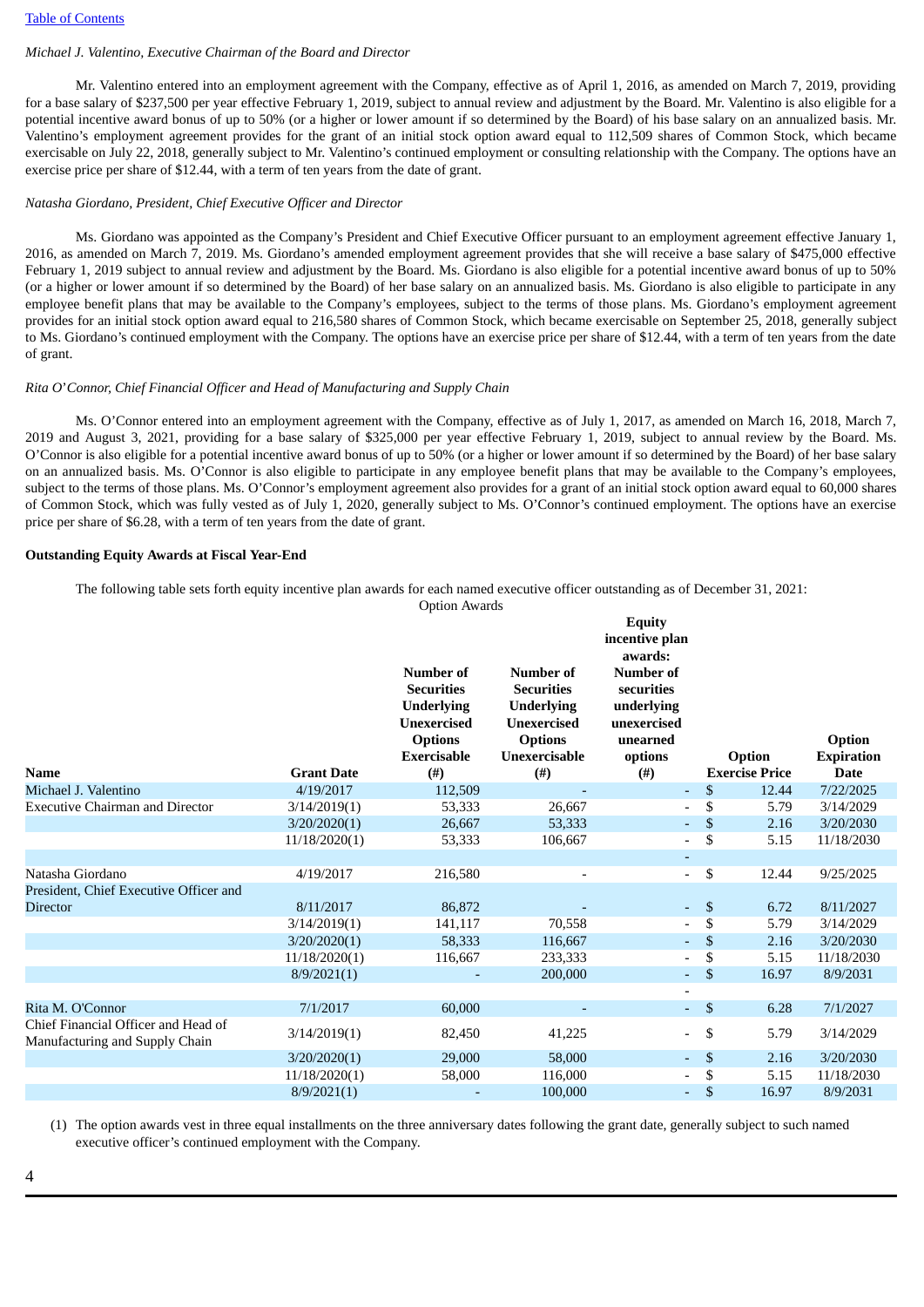*Michael J. Valentino, Executive Chairman of the Board and Director*

Mr. Valentino entered into an employment agreement with the Company, effective as of April 1, 2016, as amended on March 7, 2019, providing for a base salary of $237,500 per year effective February 1, 2019, subject to annual review and adjustment by the Board. Mr. Valentino is also eligible for a potential incentive award bonus of up to 50% (or a higher or lower amount if so determined by the Board) of his base salary on an annualized basis. Mr. Valentino's employment agreement provides for the grant of an initial stock option award equal to 112,509 shares of Common Stock, which became exercisable on July 22, 2018, generally subject to Mr. Valentino's continued employment or consulting relationship with the Company. The options have an exercise price per share of $12.44, with a term of ten years from the date of grant.

*Natasha Giordano, President, Chief Executive Officer and Director*

Ms. Giordano was appointed as the Company's President and Chief Executive Officer pursuant to an employment agreement effective January 1, 2016, as amended on March 7, 2019. Ms. Giordano's amended employment agreement provides that she will receive a base salary of $475,000 effective February 1, 2019 subject to annual review and adjustment by the Board. Ms. Giordano is also eligible for a potential incentive award bonus of up to 50% (or a higher or lower amount if so determined by the Board) of her base salary on an annualized basis. Ms. Giordano is also eligible to participate in any employee benefit plans that may be available to the Company's employees, subject to the terms of those plans. Ms. Giordano's employment agreement provides for an initial stock option award equal to 216,580 shares of Common Stock, which became exercisable on September 25, 2018, generally subject to Ms. Giordano's continued employment with the Company. The options have an exercise price per share of $12.44, with a term of ten years from the date of grant.

*Rita O'Connor, Chief Financial Officer and Head of Manufacturing and Supply Chain*

Ms. O'Connor entered into an employment agreement with the Company, effective as of July 1, 2017, as amended on March 16, 2018, March 7, 2019 and August 3, 2021, providing for a base salary of $325,000 per year effective February 1, 2019, subject to annual review by the Board. Ms. O'Connor is also eligible for a potential incentive award bonus of up to 50% (or a higher or lower amount if so determined by the Board) of her base salary on an annualized basis. Ms. O'Connor is also eligible to participate in any employee benefit plans that may be available to the Company's employees, subject to the terms of those plans. Ms. O'Connor's employment agreement also provides for a grant of an initial stock option award equal to 60,000 shares of Common Stock, which was fully vested as of July 1, 2020, generally subject to Ms. O'Connor's continued employment. The options have an exercise price per share of $6.28, with a term of ten years from the date of grant.

**Outstanding Equity Awards at Fiscal Year-End**

The following table sets forth equity incentive plan awards for each named executive officer outstanding as of December 31, 2021:

| | | Option Awards | | | | |
|---|---|---|---|---|---|---|
| **Name** | **Grant Date** | **Number of Securities Underlying Unexercised Options Exercisable (#)** | **Number of Securities Underlying Unexercised Options Unexercisable (#)** | **Equity incentive plan awards: Number of securities underlying unexercised unearned options (#)** | **Option Exercise Price** | **Option Expiration Date** |
| Michael J. Valentino | 4/19/2017 | 112,509 | - | - | $ 12.44 | 7/22/2025 |
| Executive Chairman and Director | 3/14/2019(1) | 53,333 | 26,667 | - | $ 5.79 | 3/14/2029 |
| | 3/20/2020(1) | 26,667 | 53,333 | - | $ 2.16 | 3/20/2030 |
| | 11/18/2020(1) | 53,333 | 106,667 | - | $ 5.15 | 11/18/2030 |
| | | | | - | | |
| Natasha Giordano | 4/19/2017 | 216,580 | - | - | $ 12.44 | 9/25/2025 |
| President, Chief Executive Officer and Director | 8/11/2017 | 86,872 | - | - | $ 6.72 | 8/11/2027 |
| | 3/14/2019(1) | 141,117 | 70,558 | - | $ 5.79 | 3/14/2029 |
| | 3/20/2020(1) | 58,333 | 116,667 | - | $ 2.16 | 3/20/2030 |
| | 11/18/2020(1) | 116,667 | 233,333 | - | $ 5.15 | 11/18/2030 |
| | 8/9/2021(1) | - | 200,000 | - | $ 16.97 | 8/9/2031 |
| | | | | - | | |
| Rita M. O'Connor | 7/1/2017 | 60,000 | - | - | $ 6.28 | 7/1/2027 |
| Chief Financial Officer and Head of Manufacturing and Supply Chain | 3/14/2019(1) | 82,450 | 41,225 | - | $ 5.79 | 3/14/2029 |
| | 3/20/2020(1) | 29,000 | 58,000 | - | $ 2.16 | 3/20/2030 |
| | 11/18/2020(1) | 58,000 | 116,000 | - | $ 5.15 | 11/18/2030 |
| | 8/9/2021(1) | - | 100,000 | - | $ 16.97 | 8/9/2031 |

(1) The option awards vest in three equal installments on the three anniversary dates following the grant date, generally subject to such named executive officer's continued employment with the Company.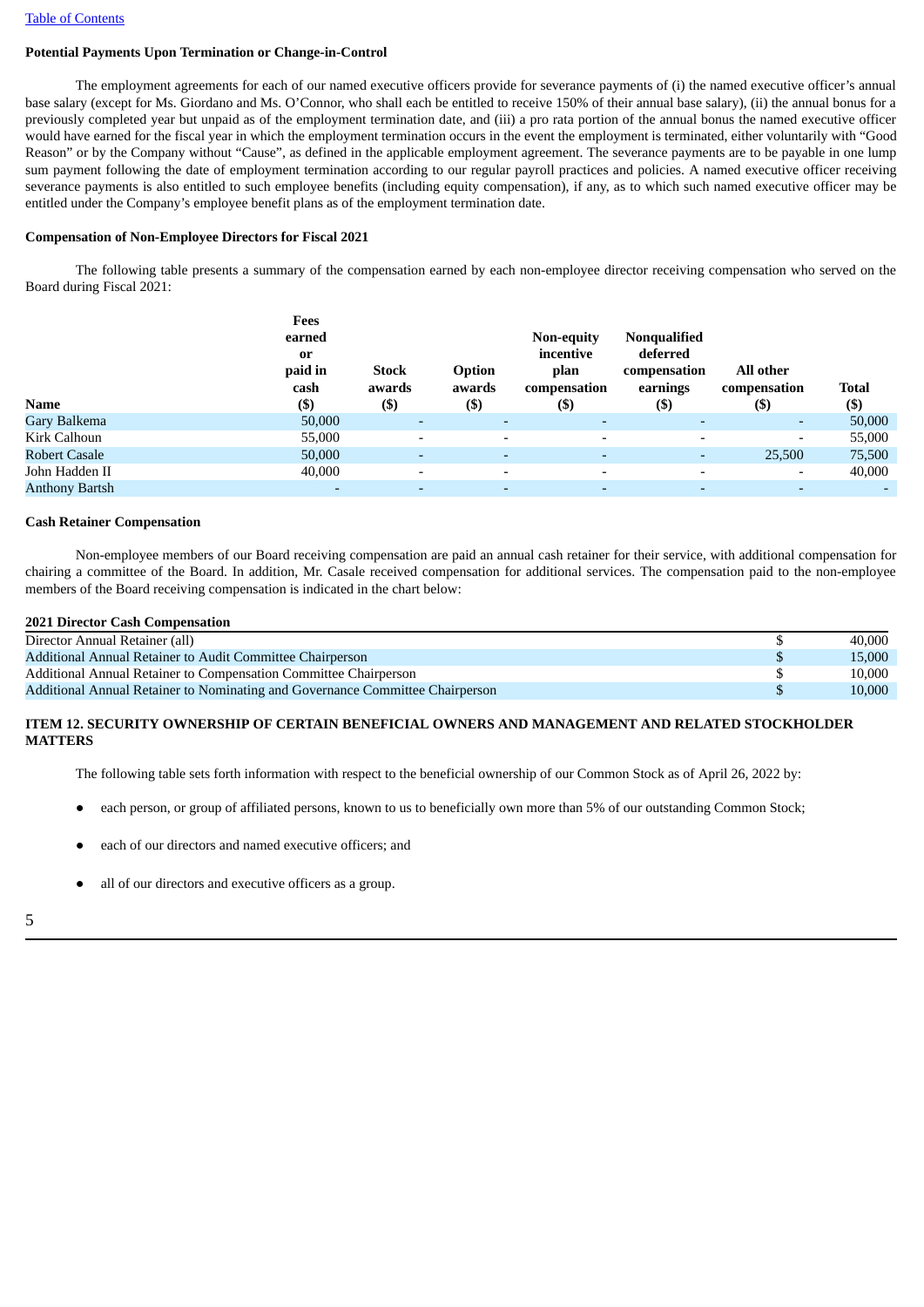[Table of Contents](#)

**Potential Payments Upon Termination or Change-in-Control**

The employment agreements for each of our named executive officers provide for severance payments of (i) the named executive officer's annual base salary (except for Ms. Giordano and Ms. O'Connor, who shall each be entitled to receive 150% of their annual base salary), (ii) the annual bonus for a previously completed year but unpaid as of the employment termination date, and (iii) a pro rata portion of the annual bonus the named executive officer would have earned for the fiscal year in which the employment termination occurs in the event the employment is terminated, either voluntarily with "Good Reason" or by the Company without "Cause", as defined in the applicable employment agreement. The severance payments are to be payable in one lump sum payment following the date of employment termination according to our regular payroll practices and policies. A named executive officer receiving severance payments is also entitled to such employee benefits (including equity compensation), if any, as to which such named executive officer may be entitled under the Company's employee benefit plans as of the employment termination date.

**Compensation of Non-Employee Directors for Fiscal 2021**

The following table presents a summary of the compensation earned by each non-employee director receiving compensation who served on the Board during Fiscal 2021:

| Name | Fees earned or paid in cash ($) | Stock awards ($) | Option awards ($) | Non-equity incentive plan compensation ($) | Nonqualified deferred compensation earnings ($) | All other compensation ($) | Total ($) |
|---|---|---|---|---|---|---|---|
| Gary Balkema | 50,000 | - | - | - | - | - | 50,000 |
| Kirk Calhoun | 55,000 | - | - | - | - | - | 55,000 |
| Robert Casale | 50,000 | - | - | - | - | 25,500 | 75,500 |
| John Hadden II | 40,000 | - | - | - | - | - | 40,000 |
| Anthony Bartsh | - | - | - | - | - | - | - |

**Cash Retainer Compensation**

Non-employee members of our Board receiving compensation are paid an annual cash retainer for their service, with additional compensation for chairing a committee of the Board. In addition, Mr. Casale received compensation for additional services. The compensation paid to the non-employee members of the Board receiving compensation is indicated in the chart below:

| 2021 Director Cash Compensation | | |
|---|---|---|
| Director Annual Retainer (all) | $ | 40,000 |
| Additional Annual Retainer to Audit Committee Chairperson | $ | 15,000 |
| Additional Annual Retainer to Compensation Committee Chairperson | $ | 10,000 |
| Additional Annual Retainer to Nominating and Governance Committee Chairperson | $ | 10,000 |

**ITEM 12. SECURITY OWNERSHIP OF CERTAIN BENEFICIAL OWNERS AND MANAGEMENT AND RELATED STOCKHOLDER MATTERS**

The following table sets forth information with respect to the beneficial ownership of our Common Stock as of April 26, 2022 by:

- each person, or group of affiliated persons, known to us to beneficially own more than 5% of our outstanding Common Stock;
- each of our directors and named executive officers; and
- all of our directors and executive officers as a group.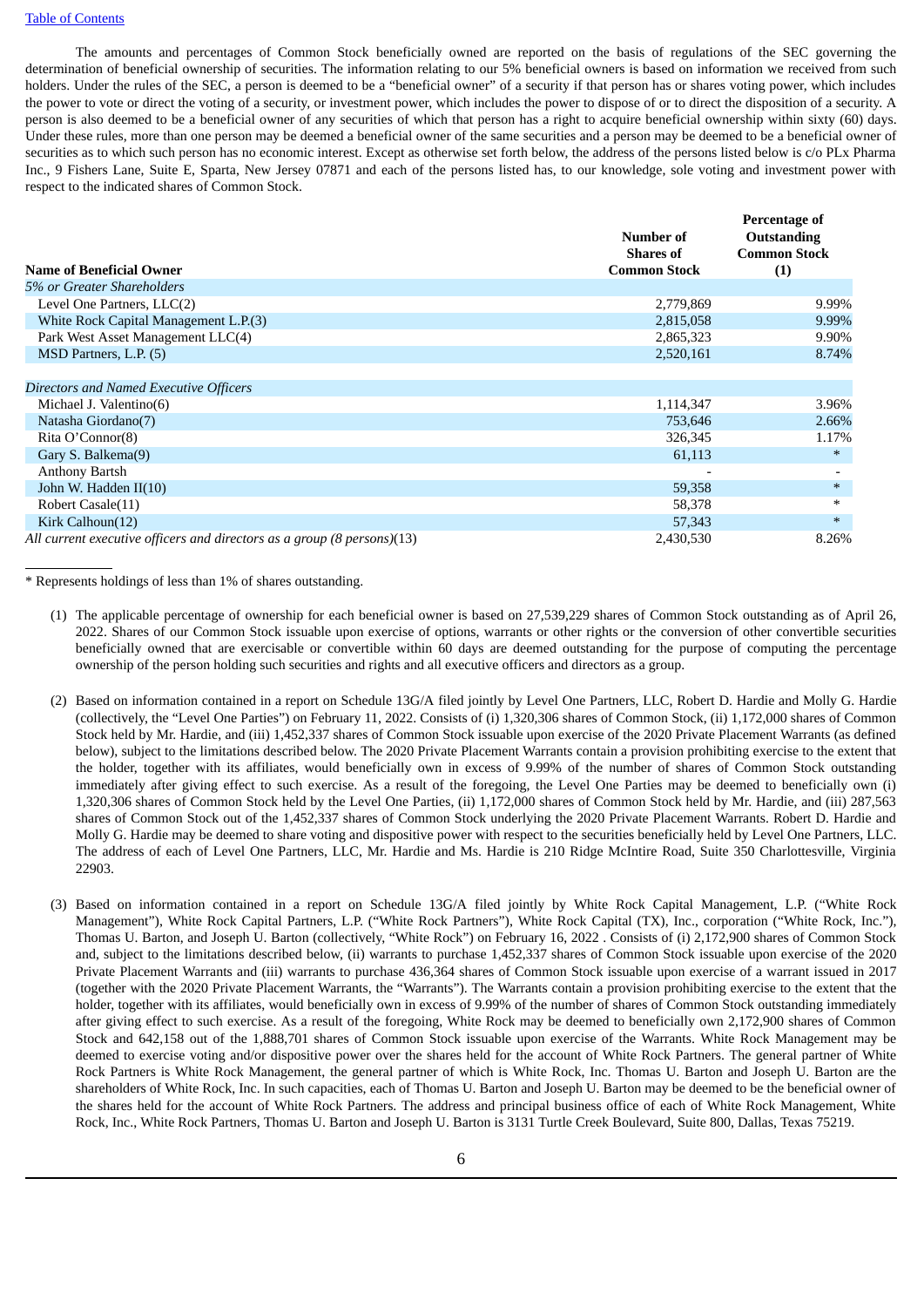The amounts and percentages of Common Stock beneficially owned are reported on the basis of regulations of the SEC governing the determination of beneficial ownership of securities. The information relating to our 5% beneficial owners is based on information we received from such holders. Under the rules of the SEC, a person is deemed to be a "beneficial owner" of a security if that person has or shares voting power, which includes the power to vote or direct the voting of a security, or investment power, which includes the power to dispose of or to direct the disposition of a security. A person is also deemed to be a beneficial owner of any securities of which that person has a right to acquire beneficial ownership within sixty (60) days. Under these rules, more than one person may be deemed a beneficial owner of the same securities and a person may be deemed to be a beneficial owner of securities as to which such person has no economic interest. Except as otherwise set forth below, the address of the persons listed below is c/o PLx Pharma Inc., 9 Fishers Lane, Suite E, Sparta, New Jersey 07871 and each of the persons listed has, to our knowledge, sole voting and investment power with respect to the indicated shares of Common Stock.

| Name of Beneficial Owner | Number of Shares of Common Stock | Percentage of Outstanding Common Stock (1) |
|---|---|---|
| *5% or Greater Shareholders* | | |
| Level One Partners, LLC(2) | 2,779,869 | 9.99% |
| White Rock Capital Management L.P.(3) | 2,815,058 | 9.99% |
| Park West Asset Management LLC(4) | 2,865,323 | 9.90% |
| MSD Partners, L.P. (5) | 2,520,161 | 8.74% |
| *Directors and Named Executive Officers* | | |
| Michael J. Valentino(6) | 1,114,347 | 3.96% |
| Natasha Giordano(7) | 753,646 | 2.66% |
| Rita O'Connor(8) | 326,345 | 1.17% |
| Gary S. Balkema(9) | 61,113 | * |
| Anthony Bartsh | - | - |
| John W. Hadden II(10) | 59,358 | * |
| Robert Casale(11) | 58,378 | * |
| Kirk Calhoun(12) | 57,343 | * |
| *All current executive officers and directors as a group (8 persons)*(13) | 2,430,530 | 8.26% |

\* Represents holdings of less than 1% of shares outstanding.

(1) The applicable percentage of ownership for each beneficial owner is based on 27,539,229 shares of Common Stock outstanding as of April 26, 2022. Shares of our Common Stock issuable upon exercise of options, warrants or other rights or the conversion of other convertible securities beneficially owned that are exercisable or convertible within 60 days are deemed outstanding for the purpose of computing the percentage ownership of the person holding such securities and rights and all executive officers and directors as a group.

(2) Based on information contained in a report on Schedule 13G/A filed jointly by Level One Partners, LLC, Robert D. Hardie and Molly G. Hardie (collectively, the "Level One Parties") on February 11, 2022. Consists of (i) 1,320,306 shares of Common Stock, (ii) 1,172,000 shares of Common Stock held by Mr. Hardie, and (iii) 1,452,337 shares of Common Stock issuable upon exercise of the 2020 Private Placement Warrants (as defined below), subject to the limitations described below. The 2020 Private Placement Warrants contain a provision prohibiting exercise to the extent that the holder, together with its affiliates, would beneficially own in excess of 9.99% of the number of shares of Common Stock outstanding immediately after giving effect to such exercise. As a result of the foregoing, the Level One Parties may be deemed to beneficially own (i) 1,320,306 shares of Common Stock held by the Level One Parties, (ii) 1,172,000 shares of Common Stock held by Mr. Hardie, and (iii) 287,563 shares of Common Stock out of the 1,452,337 shares of Common Stock underlying the 2020 Private Placement Warrants. Robert D. Hardie and Molly G. Hardie may be deemed to share voting and dispositive power with respect to the securities beneficially held by Level One Partners, LLC. The address of each of Level One Partners, LLC, Mr. Hardie and Ms. Hardie is 210 Ridge McIntire Road, Suite 350 Charlottesville, Virginia 22903.

(3) Based on information contained in a report on Schedule 13G/A filed jointly by White Rock Capital Management, L.P. ("White Rock Management"), White Rock Capital Partners, L.P. ("White Rock Partners"), White Rock Capital (TX), Inc., corporation ("White Rock, Inc."), Thomas U. Barton, and Joseph U. Barton (collectively, "White Rock") on February 16, 2022 . Consists of (i) 2,172,900 shares of Common Stock and, subject to the limitations described below, (ii) warrants to purchase 1,452,337 shares of Common Stock issuable upon exercise of the 2020 Private Placement Warrants and (iii) warrants to purchase 436,364 shares of Common Stock issuable upon exercise of a warrant issued in 2017 (together with the 2020 Private Placement Warrants, the "Warrants"). The Warrants contain a provision prohibiting exercise to the extent that the holder, together with its affiliates, would beneficially own in excess of 9.99% of the number of shares of Common Stock outstanding immediately after giving effect to such exercise. As a result of the foregoing, White Rock may be deemed to beneficially own 2,172,900 shares of Common Stock and 642,158 out of the 1,888,701 shares of Common Stock issuable upon exercise of the Warrants. White Rock Management may be deemed to exercise voting and/or dispositive power over the shares held for the account of White Rock Partners. The general partner of White Rock Partners is White Rock Management, the general partner of which is White Rock, Inc. Thomas U. Barton and Joseph U. Barton are the shareholders of White Rock, Inc. In such capacities, each of Thomas U. Barton and Joseph U. Barton may be deemed to be the beneficial owner of the shares held for the account of White Rock Partners. The address and principal business office of each of White Rock Management, White Rock, Inc., White Rock Partners, Thomas U. Barton and Joseph U. Barton is 3131 Turtle Creek Boulevard, Suite 800, Dallas, Texas 75219.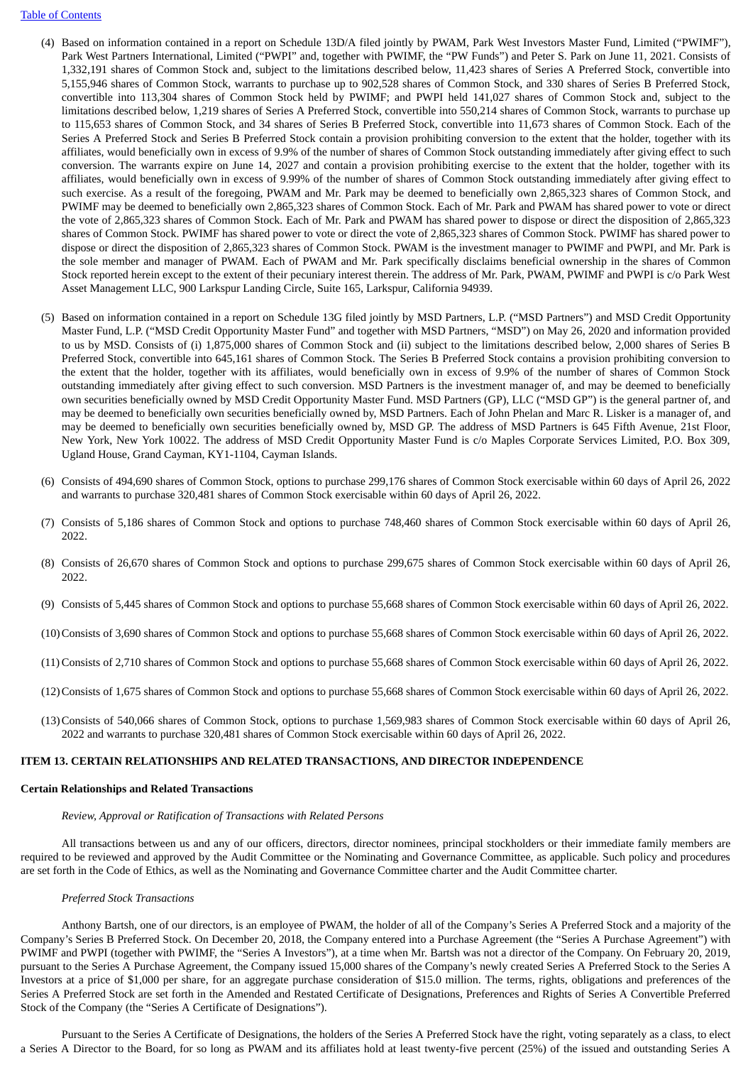(4) Based on information contained in a report on Schedule 13D/A filed jointly by PWAM, Park West Investors Master Fund, Limited ("PWIMF"), Park West Partners International, Limited ("PWPI" and, together with PWIMF, the "PW Funds") and Peter S. Park on June 11, 2021. Consists of 1,332,191 shares of Common Stock and, subject to the limitations described below, 11,423 shares of Series A Preferred Stock, convertible into 5,155,946 shares of Common Stock, warrants to purchase up to 902,528 shares of Common Stock, and 330 shares of Series B Preferred Stock, convertible into 113,304 shares of Common Stock held by PWIMF; and PWPI held 141,027 shares of Common Stock and, subject to the limitations described below, 1,219 shares of Series A Preferred Stock, convertible into 550,214 shares of Common Stock, warrants to purchase up to 115,653 shares of Common Stock, and 34 shares of Series B Preferred Stock, convertible into 11,673 shares of Common Stock. Each of the Series A Preferred Stock and Series B Preferred Stock contain a provision prohibiting conversion to the extent that the holder, together with its affiliates, would beneficially own in excess of 9.9% of the number of shares of Common Stock outstanding immediately after giving effect to such conversion. The warrants expire on June 14, 2027 and contain a provision prohibiting exercise to the extent that the holder, together with its affiliates, would beneficially own in excess of 9.99% of the number of shares of Common Stock outstanding immediately after giving effect to such exercise. As a result of the foregoing, PWAM and Mr. Park may be deemed to beneficially own 2,865,323 shares of Common Stock, and PWIMF may be deemed to beneficially own 2,865,323 shares of Common Stock. Each of Mr. Park and PWAM has shared power to vote or direct the vote of 2,865,323 shares of Common Stock. Each of Mr. Park and PWAM has shared power to dispose or direct the disposition of 2,865,323 shares of Common Stock. PWIMF has shared power to vote or direct the vote of 2,865,323 shares of Common Stock. PWIMF has shared power to dispose or direct the disposition of 2,865,323 shares of Common Stock. PWAM is the investment manager to PWIMF and PWPI, and Mr. Park is the sole member and manager of PWAM. Each of PWAM and Mr. Park specifically disclaims beneficial ownership in the shares of Common Stock reported herein except to the extent of their pecuniary interest therein. The address of Mr. Park, PWAM, PWIMF and PWPI is c/o Park West Asset Management LLC, 900 Larkspur Landing Circle, Suite 165, Larkspur, California 94939.

(5) Based on information contained in a report on Schedule 13G filed jointly by MSD Partners, L.P. ("MSD Partners") and MSD Credit Opportunity Master Fund, L.P. ("MSD Credit Opportunity Master Fund" and together with MSD Partners, "MSD") on May 26, 2020 and information provided to us by MSD. Consists of (i) 1,875,000 shares of Common Stock and (ii) subject to the limitations described below, 2,000 shares of Series B Preferred Stock, convertible into 645,161 shares of Common Stock. The Series B Preferred Stock contains a provision prohibiting conversion to the extent that the holder, together with its affiliates, would beneficially own in excess of 9.9% of the number of shares of Common Stock outstanding immediately after giving effect to such conversion. MSD Partners is the investment manager of, and may be deemed to beneficially own securities beneficially owned by MSD Credit Opportunity Master Fund. MSD Partners (GP), LLC ("MSD GP") is the general partner of, and may be deemed to beneficially own securities beneficially owned by, MSD Partners. Each of John Phelan and Marc R. Lisker is a manager of, and may be deemed to beneficially own securities beneficially owned by, MSD GP. The address of MSD Partners is 645 Fifth Avenue, 21st Floor, New York, New York 10022. The address of MSD Credit Opportunity Master Fund is c/o Maples Corporate Services Limited, P.O. Box 309, Ugland House, Grand Cayman, KY1-1104, Cayman Islands.

(6) Consists of 494,690 shares of Common Stock, options to purchase 299,176 shares of Common Stock exercisable within 60 days of April 26, 2022 and warrants to purchase 320,481 shares of Common Stock exercisable within 60 days of April 26, 2022.

(7) Consists of 5,186 shares of Common Stock and options to purchase 748,460 shares of Common Stock exercisable within 60 days of April 26, 2022.

(8) Consists of 26,670 shares of Common Stock and options to purchase 299,675 shares of Common Stock exercisable within 60 days of April 26, 2022.

(9) Consists of 5,445 shares of Common Stock and options to purchase 55,668 shares of Common Stock exercisable within 60 days of April 26, 2022.

(10) Consists of 3,690 shares of Common Stock and options to purchase 55,668 shares of Common Stock exercisable within 60 days of April 26, 2022.

(11) Consists of 2,710 shares of Common Stock and options to purchase 55,668 shares of Common Stock exercisable within 60 days of April 26, 2022.

(12) Consists of 1,675 shares of Common Stock and options to purchase 55,668 shares of Common Stock exercisable within 60 days of April 26, 2022.

(13) Consists of 540,066 shares of Common Stock, options to purchase 1,569,983 shares of Common Stock exercisable within 60 days of April 26, 2022 and warrants to purchase 320,481 shares of Common Stock exercisable within 60 days of April 26, 2022.

## ITEM 13. CERTAIN RELATIONSHIPS AND RELATED TRANSACTIONS, AND DIRECTOR INDEPENDENCE

### Certain Relationships and Related Transactions

*Review, Approval or Ratification of Transactions with Related Persons*

All transactions between us and any of our officers, directors, director nominees, principal stockholders or their immediate family members are required to be reviewed and approved by the Audit Committee or the Nominating and Governance Committee, as applicable. Such policy and procedures are set forth in the Code of Ethics, as well as the Nominating and Governance Committee charter and the Audit Committee charter.

*Preferred Stock Transactions*

Anthony Bartsh, one of our directors, is an employee of PWAM, the holder of all of the Company's Series A Preferred Stock and a majority of the Company's Series B Preferred Stock. On December 20, 2018, the Company entered into a Purchase Agreement (the "Series A Purchase Agreement") with PWIMF and PWPI (together with PWIMF, the "Series A Investors"), at a time when Mr. Bartsh was not a director of the Company. On February 20, 2019, pursuant to the Series A Purchase Agreement, the Company issued 15,000 shares of the Company's newly created Series A Preferred Stock to the Series A Investors at a price of $1,000 per share, for an aggregate purchase consideration of $15.0 million. The terms, rights, obligations and preferences of the Series A Preferred Stock are set forth in the Amended and Restated Certificate of Designations, Preferences and Rights of Series A Convertible Preferred Stock of the Company (the "Series A Certificate of Designations").

Pursuant to the Series A Certificate of Designations, the holders of the Series A Preferred Stock have the right, voting separately as a class, to elect a Series A Director to the Board, for so long as PWAM and its affiliates hold at least twenty-five percent (25%) of the issued and outstanding Series A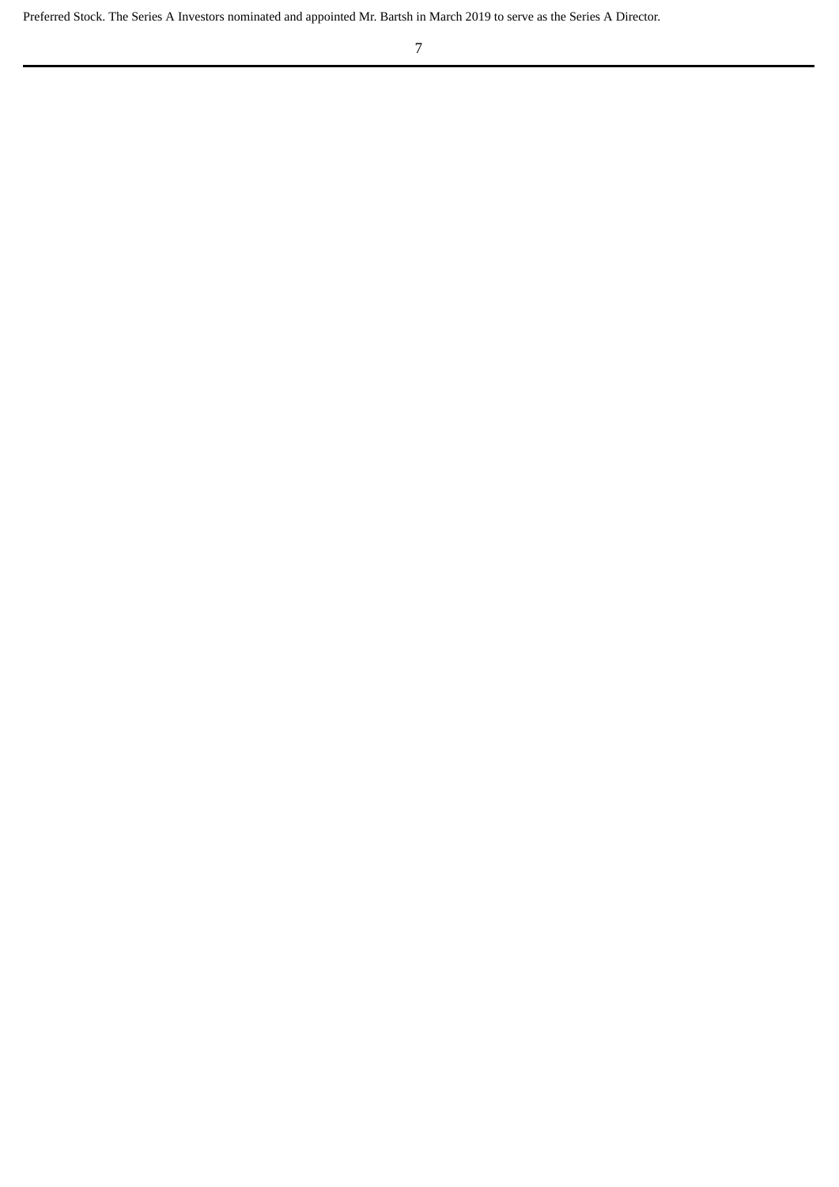Preferred Stock. The Series A Investors nominated and appointed Mr. Bartsh in March 2019 to serve as the Series A Director.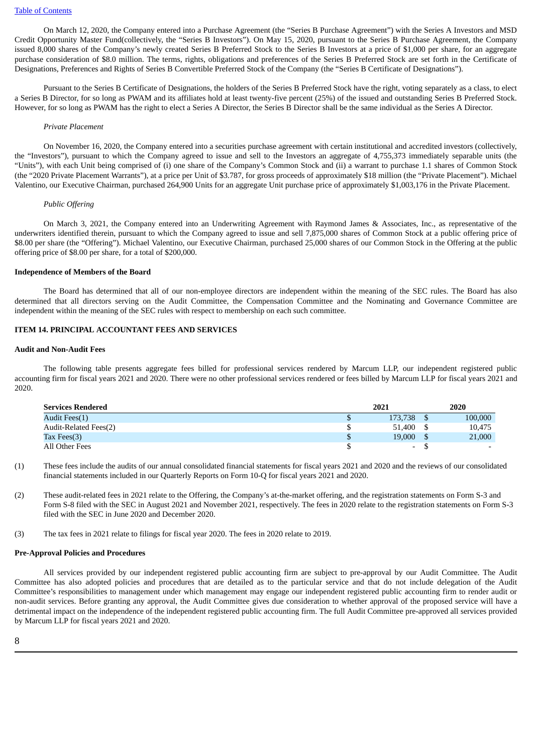On March 12, 2020, the Company entered into a Purchase Agreement (the "Series B Purchase Agreement") with the Series A Investors and MSD Credit Opportunity Master Fund(collectively, the "Series B Investors"). On May 15, 2020, pursuant to the Series B Purchase Agreement, the Company issued 8,000 shares of the Company's newly created Series B Preferred Stock to the Series B Investors at a price of $1,000 per share, for an aggregate purchase consideration of $8.0 million. The terms, rights, obligations and preferences of the Series B Preferred Stock are set forth in the Certificate of Designations, Preferences and Rights of Series B Convertible Preferred Stock of the Company (the "Series B Certificate of Designations").

Pursuant to the Series B Certificate of Designations, the holders of the Series B Preferred Stock have the right, voting separately as a class, to elect a Series B Director, for so long as PWAM and its affiliates hold at least twenty-five percent (25%) of the issued and outstanding Series B Preferred Stock. However, for so long as PWAM has the right to elect a Series A Director, the Series B Director shall be the same individual as the Series A Director.

*Private Placement*

On November 16, 2020, the Company entered into a securities purchase agreement with certain institutional and accredited investors (collectively, the "Investors"), pursuant to which the Company agreed to issue and sell to the Investors an aggregate of 4,755,373 immediately separable units (the "Units"), with each Unit being comprised of (i) one share of the Company's Common Stock and (ii) a warrant to purchase 1.1 shares of Common Stock (the "2020 Private Placement Warrants"), at a price per Unit of $3.787, for gross proceeds of approximately $18 million (the "Private Placement"). Michael Valentino, our Executive Chairman, purchased 264,900 Units for an aggregate Unit purchase price of approximately $1,003,176 in the Private Placement.

*Public Offering*

On March 3, 2021, the Company entered into an Underwriting Agreement with Raymond James & Associates, Inc., as representative of the underwriters identified therein, pursuant to which the Company agreed to issue and sell 7,875,000 shares of Common Stock at a public offering price of $8.00 per share (the "Offering"). Michael Valentino, our Executive Chairman, purchased 25,000 shares of our Common Stock in the Offering at the public offering price of $8.00 per share, for a total of $200,000.

**Independence of Members of the Board**

The Board has determined that all of our non-employee directors are independent within the meaning of the SEC rules. The Board has also determined that all directors serving on the Audit Committee, the Compensation Committee and the Nominating and Governance Committee are independent within the meaning of the SEC rules with respect to membership on each such committee.

## ITEM 14. PRINCIPAL ACCOUNTANT FEES AND SERVICES

**Audit and Non-Audit Fees**

The following table presents aggregate fees billed for professional services rendered by Marcum LLP, our independent registered public accounting firm for fiscal years 2021 and 2020. There were no other professional services rendered or fees billed by Marcum LLP for fiscal years 2021 and 2020.

| Services Rendered | 2021 | 2020 |
|---|---|---|
| Audit Fees(1) | $ 173,738 | $ 100,000 |
| Audit-Related Fees(2) | $ 51,400 | $ 10,475 |
| Tax Fees(3) | $ 19,000 | $ 21,000 |
| All Other Fees | $ - | $ - |

(1) These fees include the audits of our annual consolidated financial statements for fiscal years 2021 and 2020 and the reviews of our consolidated financial statements included in our Quarterly Reports on Form 10-Q for fiscal years 2021 and 2020.

(2) These audit-related fees in 2021 relate to the Offering, the Company's at-the-market offering, and the registration statements on Form S-3 and Form S-8 filed with the SEC in August 2021 and November 2021, respectively. The fees in 2020 relate to the registration statements on Form S-3 filed with the SEC in June 2020 and December 2020.

(3) The tax fees in 2021 relate to filings for fiscal year 2020. The fees in 2020 relate to 2019.

**Pre-Approval Policies and Procedures**

All services provided by our independent registered public accounting firm are subject to pre-approval by our Audit Committee. The Audit Committee has also adopted policies and procedures that are detailed as to the particular service and that do not include delegation of the Audit Committee's responsibilities to management under which management may engage our independent registered public accounting firm to render audit or non-audit services. Before granting any approval, the Audit Committee gives due consideration to whether approval of the proposed service will have a detrimental impact on the independence of the independent registered public accounting firm. The full Audit Committee pre-approved all services provided by Marcum LLP for fiscal years 2021 and 2020.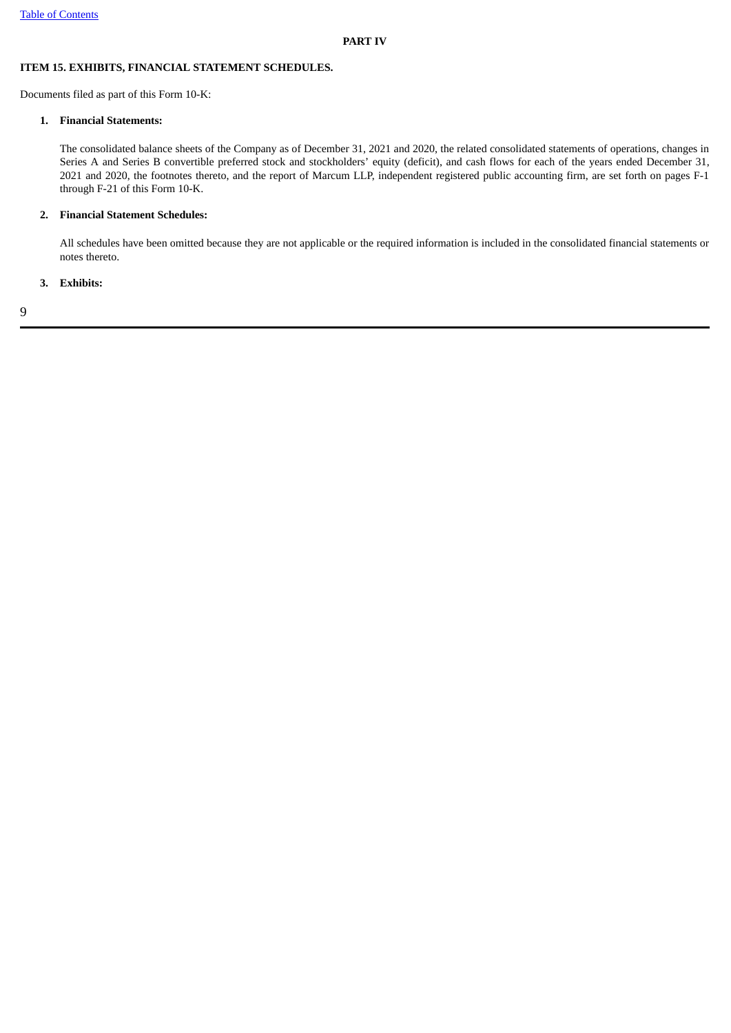# PART IV

## ITEM 15. EXHIBITS, FINANCIAL STATEMENT SCHEDULES.

Documents filed as part of this Form 10-K:

1. **Financial Statements:**

   The consolidated balance sheets of the Company as of December 31, 2021 and 2020, the related consolidated statements of operations, changes in Series A and Series B convertible preferred stock and stockholders' equity (deficit), and cash flows for each of the years ended December 31, 2021 and 2020, the footnotes thereto, and the report of Marcum LLP, independent registered public accounting firm, are set forth on pages F-1 through F-21 of this Form 10-K.

2. **Financial Statement Schedules:**

   All schedules have been omitted because they are not applicable or the required information is included in the consolidated financial statements or notes thereto.

3. **Exhibits:**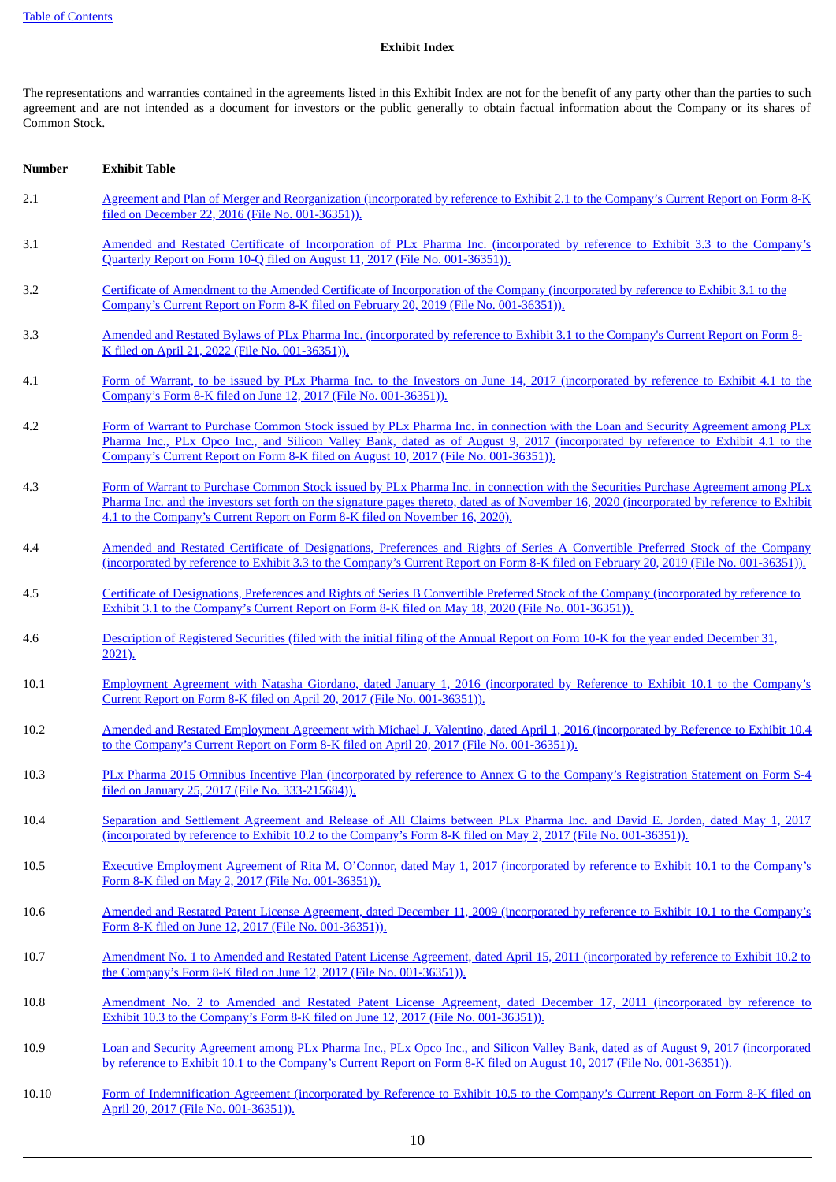[Table of Contents](#)

**Exhibit Index**

The representations and warranties contained in the agreements listed in this Exhibit Index are not for the benefit of any party other than the parties to such agreement and are not intended as a document for investors or the public generally to obtain factual information about the Company or its shares of Common Stock.

| Number | Exhibit Table |
|---|---|
| 2.1 | Agreement and Plan of Merger and Reorganization (incorporated by reference to Exhibit 2.1 to the Company's Current Report on Form 8-K filed on December 22, 2016 (File No. 001-36351)). |
| 3.1 | Amended and Restated Certificate of Incorporation of PLx Pharma Inc. (incorporated by reference to Exhibit 3.3 to the Company's Quarterly Report on Form 10-Q filed on August 11, 2017 (File No. 001-36351)). |
| 3.2 | Certificate of Amendment to the Amended Certificate of Incorporation of the Company (incorporated by reference to Exhibit 3.1 to the Company's Current Report on Form 8-K filed on February 20, 2019 (File No. 001-36351)). |
| 3.3 | Amended and Restated Bylaws of PLx Pharma Inc. (incorporated by reference to Exhibit 3.1 to the Company's Current Report on Form 8-K filed on April 21, 2022 (File No. 001-36351)). |
| 4.1 | Form of Warrant, to be issued by PLx Pharma Inc. to the Investors on June 14, 2017 (incorporated by reference to Exhibit 4.1 to the Company's Form 8-K filed on June 12, 2017 (File No. 001-36351)). |
| 4.2 | Form of Warrant to Purchase Common Stock issued by PLx Pharma Inc. in connection with the Loan and Security Agreement among PLx Pharma Inc., PLx Opco Inc., and Silicon Valley Bank, dated as of August 9, 2017 (incorporated by reference to Exhibit 4.1 to the Company's Current Report on Form 8-K filed on August 10, 2017 (File No. 001-36351)). |
| 4.3 | Form of Warrant to Purchase Common Stock issued by PLx Pharma Inc. in connection with the Securities Purchase Agreement among PLx Pharma Inc. and the investors set forth on the signature pages thereto, dated as of November 16, 2020 (incorporated by reference to Exhibit 4.1 to the Company's Current Report on Form 8-K filed on November 16, 2020). |
| 4.4 | Amended and Restated Certificate of Designations, Preferences and Rights of Series A Convertible Preferred Stock of the Company (incorporated by reference to Exhibit 3.3 to the Company's Current Report on Form 8-K filed on February 20, 2019 (File No. 001-36351)). |
| 4.5 | Certificate of Designations, Preferences and Rights of Series B Convertible Preferred Stock of the Company (incorporated by reference to Exhibit 3.1 to the Company's Current Report on Form 8-K filed on May 18, 2020 (File No. 001-36351)). |
| 4.6 | Description of Registered Securities (filed with the initial filing of the Annual Report on Form 10-K for the year ended December 31, 2021). |
| 10.1 | Employment Agreement with Natasha Giordano, dated January 1, 2016 (incorporated by Reference to Exhibit 10.1 to the Company's Current Report on Form 8-K filed on April 20, 2017 (File No. 001-36351)). |
| 10.2 | Amended and Restated Employment Agreement with Michael J. Valentino, dated April 1, 2016 (incorporated by Reference to Exhibit 10.4 to the Company's Current Report on Form 8-K filed on April 20, 2017 (File No. 001-36351)). |
| 10.3 | PLx Pharma 2015 Omnibus Incentive Plan (incorporated by reference to Annex G to the Company's Registration Statement on Form S-4 filed on January 25, 2017 (File No. 333-215684)). |
| 10.4 | Separation and Settlement Agreement and Release of All Claims between PLx Pharma Inc. and David E. Jorden, dated May 1, 2017 (incorporated by reference to Exhibit 10.2 to the Company's Form 8-K filed on May 2, 2017 (File No. 001-36351)). |
| 10.5 | Executive Employment Agreement of Rita M. O'Connor, dated May 1, 2017 (incorporated by reference to Exhibit 10.1 to the Company's Form 8-K filed on May 2, 2017 (File No. 001-36351)). |
| 10.6 | Amended and Restated Patent License Agreement, dated December 11, 2009 (incorporated by reference to Exhibit 10.1 to the Company's Form 8-K filed on June 12, 2017 (File No. 001-36351)). |
| 10.7 | Amendment No. 1 to Amended and Restated Patent License Agreement, dated April 15, 2011 (incorporated by reference to Exhibit 10.2 to the Company's Form 8-K filed on June 12, 2017 (File No. 001-36351)). |
| 10.8 | Amendment No. 2 to Amended and Restated Patent License Agreement, dated December 17, 2011 (incorporated by reference to Exhibit 10.3 to the Company's Form 8-K filed on June 12, 2017 (File No. 001-36351)). |
| 10.9 | Loan and Security Agreement among PLx Pharma Inc., PLx Opco Inc., and Silicon Valley Bank, dated as of August 9, 2017 (incorporated by reference to Exhibit 10.1 to the Company's Current Report on Form 8-K filed on August 10, 2017 (File No. 001-36351)). |
| 10.10 | Form of Indemnification Agreement (incorporated by Reference to Exhibit 10.5 to the Company's Current Report on Form 8-K filed on April 20, 2017 (File No. 001-36351)). |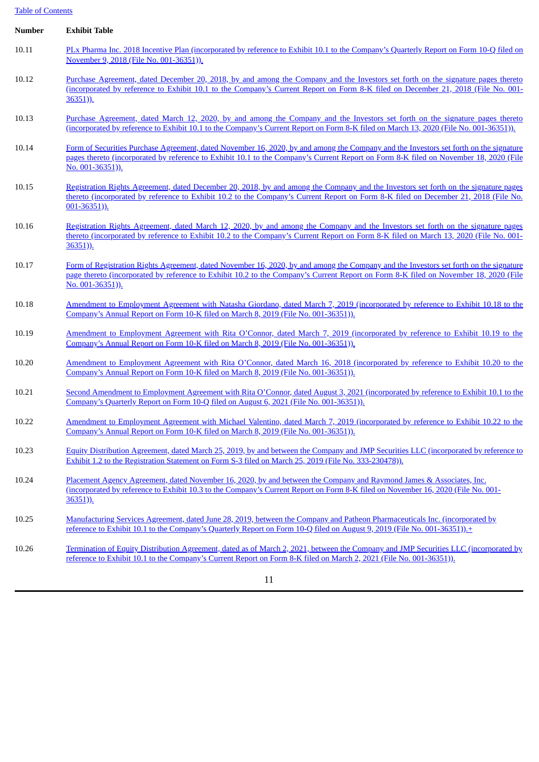| Number | Exhibit Table |
|---|---|
| 10.11 | PLx Pharma Inc. 2018 Incentive Plan (incorporated by reference to Exhibit 10.1 to the Company's Quarterly Report on Form 10-Q filed on November 9, 2018 (File No. 001-36351)). |
| 10.12 | Purchase Agreement, dated December 20, 2018, by and among the Company and the Investors set forth on the signature pages thereto (incorporated by reference to Exhibit 10.1 to the Company's Current Report on Form 8-K filed on December 21, 2018 (File No. 001-36351)). |
| 10.13 | Purchase Agreement, dated March 12, 2020, by and among the Company and the Investors set forth on the signature pages thereto (incorporated by reference to Exhibit 10.1 to the Company's Current Report on Form 8-K filed on March 13, 2020 (File No. 001-36351)). |
| 10.14 | Form of Securities Purchase Agreement, dated November 16, 2020, by and among the Company and the Investors set forth on the signature pages thereto (incorporated by reference to Exhibit 10.1 to the Company's Current Report on Form 8-K filed on November 18, 2020 (File No. 001-36351)). |
| 10.15 | Registration Rights Agreement, dated December 20, 2018, by and among the Company and the Investors set forth on the signature pages thereto (incorporated by reference to Exhibit 10.2 to the Company's Current Report on Form 8-K filed on December 21, 2018 (File No. 001-36351)). |
| 10.16 | Registration Rights Agreement, dated March 12, 2020, by and among the Company and the Investors set forth on the signature pages thereto (incorporated by reference to Exhibit 10.2 to the Company's Current Report on Form 8-K filed on March 13, 2020 (File No. 001-36351)). |
| 10.17 | Form of Registration Rights Agreement, dated November 16, 2020, by and among the Company and the Investors set forth on the signature page thereto (incorporated by reference to Exhibit 10.2 to the Company's Current Report on Form 8-K filed on November 18, 2020 (File No. 001-36351)). |
| 10.18 | Amendment to Employment Agreement with Natasha Giordano, dated March 7, 2019 (incorporated by reference to Exhibit 10.18 to the Company's Annual Report on Form 10-K filed on March 8, 2019 (File No. 001-36351)). |
| 10.19 | Amendment to Employment Agreement with Rita O'Connor, dated March 7, 2019 (incorporated by reference to Exhibit 10.19 to the Company's Annual Report on Form 10-K filed on March 8, 2019 (File No. 001-36351)). |
| 10.20 | Amendment to Employment Agreement with Rita O'Connor, dated March 16, 2018 (incorporated by reference to Exhibit 10.20 to the Company's Annual Report on Form 10-K filed on March 8, 2019 (File No. 001-36351)). |
| 10.21 | Second Amendment to Employment Agreement with Rita O'Connor, dated August 3, 2021 (incorporated by reference to Exhibit 10.1 to the Company's Quarterly Report on Form 10-Q filed on August 6, 2021 (File No. 001-36351)). |
| 10.22 | Amendment to Employment Agreement with Michael Valentino, dated March 7, 2019 (incorporated by reference to Exhibit 10.22 to the Company's Annual Report on Form 10-K filed on March 8, 2019 (File No. 001-36351)). |
| 10.23 | Equity Distribution Agreement, dated March 25, 2019, by and between the Company and JMP Securities LLC (incorporated by reference to Exhibit 1.2 to the Registration Statement on Form S-3 filed on March 25, 2019 (File No. 333-230478)). |
| 10.24 | Placement Agency Agreement, dated November 16, 2020, by and between the Company and Raymond James & Associates, Inc. (incorporated by reference to Exhibit 10.3 to the Company's Current Report on Form 8-K filed on November 16, 2020 (File No. 001-36351)). |
| 10.25 | Manufacturing Services Agreement, dated June 28, 2019, between the Company and Patheon Pharmaceuticals Inc. (incorporated by reference to Exhibit 10.1 to the Company's Quarterly Report on Form 10-Q filed on August 9, 2019 (File No. 001-36351)).+ |
| 10.26 | Termination of Equity Distribution Agreement, dated as of March 2, 2021, between the Company and JMP Securities LLC (incorporated by reference to Exhibit 10.1 to the Company's Current Report on Form 8-K filed on March 2, 2021 (File No. 001-36351)). |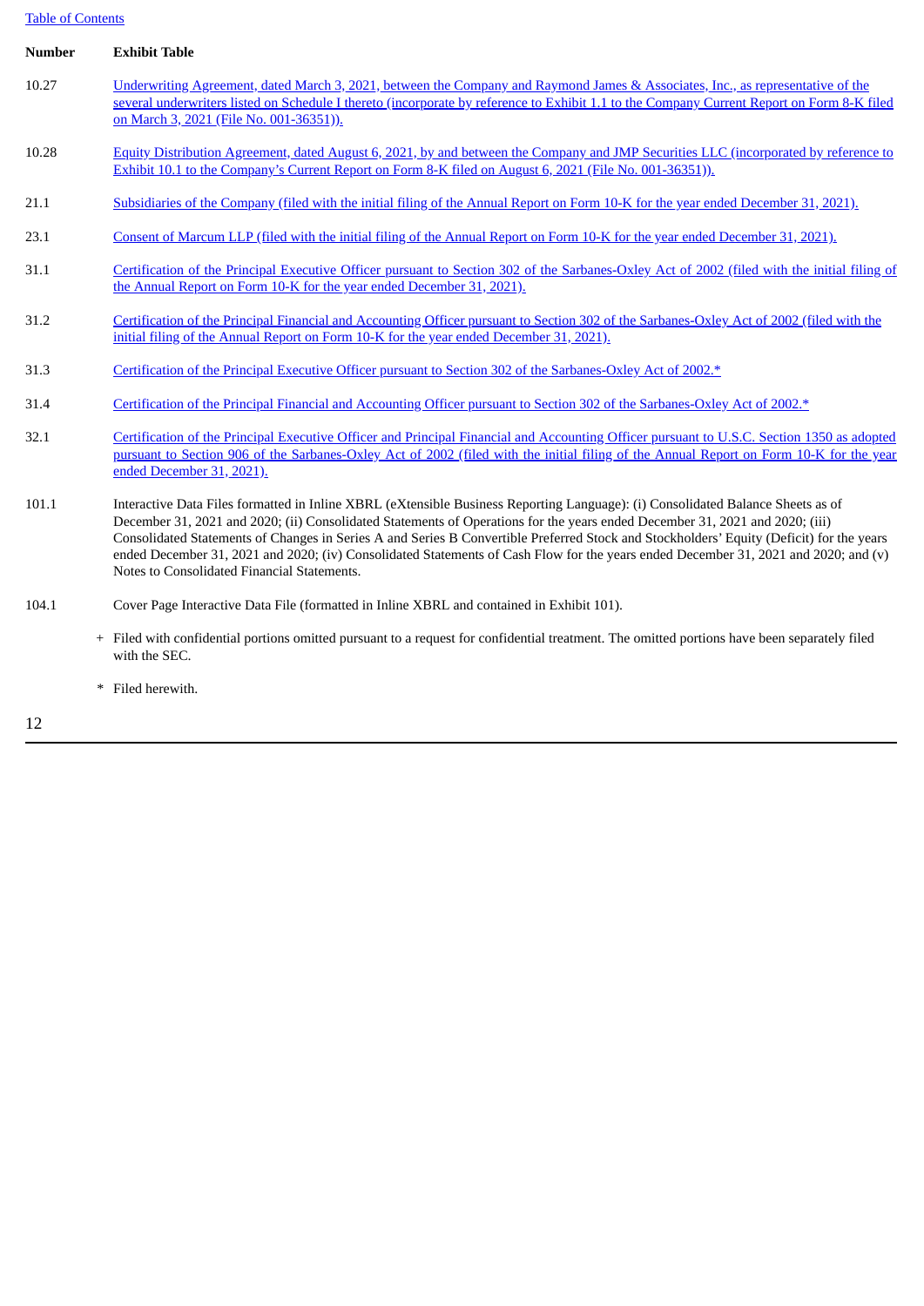| Number | Exhibit Table |
| --- | --- |
| 10.27 | Underwriting Agreement, dated March 3, 2021, between the Company and Raymond James & Associates, Inc., as representative of the several underwriters listed on Schedule I thereto (incorporate by reference to Exhibit 1.1 to the Company Current Report on Form 8-K filed on March 3, 2021 (File No. 001-36351)). |
| 10.28 | Equity Distribution Agreement, dated August 6, 2021, by and between the Company and JMP Securities LLC (incorporated by reference to Exhibit 10.1 to the Company's Current Report on Form 8-K filed on August 6, 2021 (File No. 001-36351)). |
| 21.1 | Subsidiaries of the Company (filed with the initial filing of the Annual Report on Form 10-K for the year ended December 31, 2021). |
| 23.1 | Consent of Marcum LLP (filed with the initial filing of the Annual Report on Form 10-K for the year ended December 31, 2021). |
| 31.1 | Certification of the Principal Executive Officer pursuant to Section 302 of the Sarbanes-Oxley Act of 2002 (filed with the initial filing of the Annual Report on Form 10-K for the year ended December 31, 2021). |
| 31.2 | Certification of the Principal Financial and Accounting Officer pursuant to Section 302 of the Sarbanes-Oxley Act of 2002 (filed with the initial filing of the Annual Report on Form 10-K for the year ended December 31, 2021). |
| 31.3 | Certification of the Principal Executive Officer pursuant to Section 302 of the Sarbanes-Oxley Act of 2002.* |
| 31.4 | Certification of the Principal Financial and Accounting Officer pursuant to Section 302 of the Sarbanes-Oxley Act of 2002.* |
| 32.1 | Certification of the Principal Executive Officer and Principal Financial and Accounting Officer pursuant to U.S.C. Section 1350 as adopted pursuant to Section 906 of the Sarbanes-Oxley Act of 2002 (filed with the initial filing of the Annual Report on Form 10-K for the year ended December 31, 2021). |
| 101.1 | Interactive Data Files formatted in Inline XBRL (eXtensible Business Reporting Language): (i) Consolidated Balance Sheets as of December 31, 2021 and 2020; (ii) Consolidated Statements of Operations for the years ended December 31, 2021 and 2020; (iii) Consolidated Statements of Changes in Series A and Series B Convertible Preferred Stock and Stockholders' Equity (Deficit) for the years ended December 31, 2021 and 2020; (iv) Consolidated Statements of Cash Flow for the years ended December 31, 2021 and 2020; and (v) Notes to Consolidated Financial Statements. |
| 104.1 | Cover Page Interactive Data File (formatted in Inline XBRL and contained in Exhibit 101). |

+ Filed with confidential portions omitted pursuant to a request for confidential treatment. The omitted portions have been separately filed with the SEC.

* Filed herewith.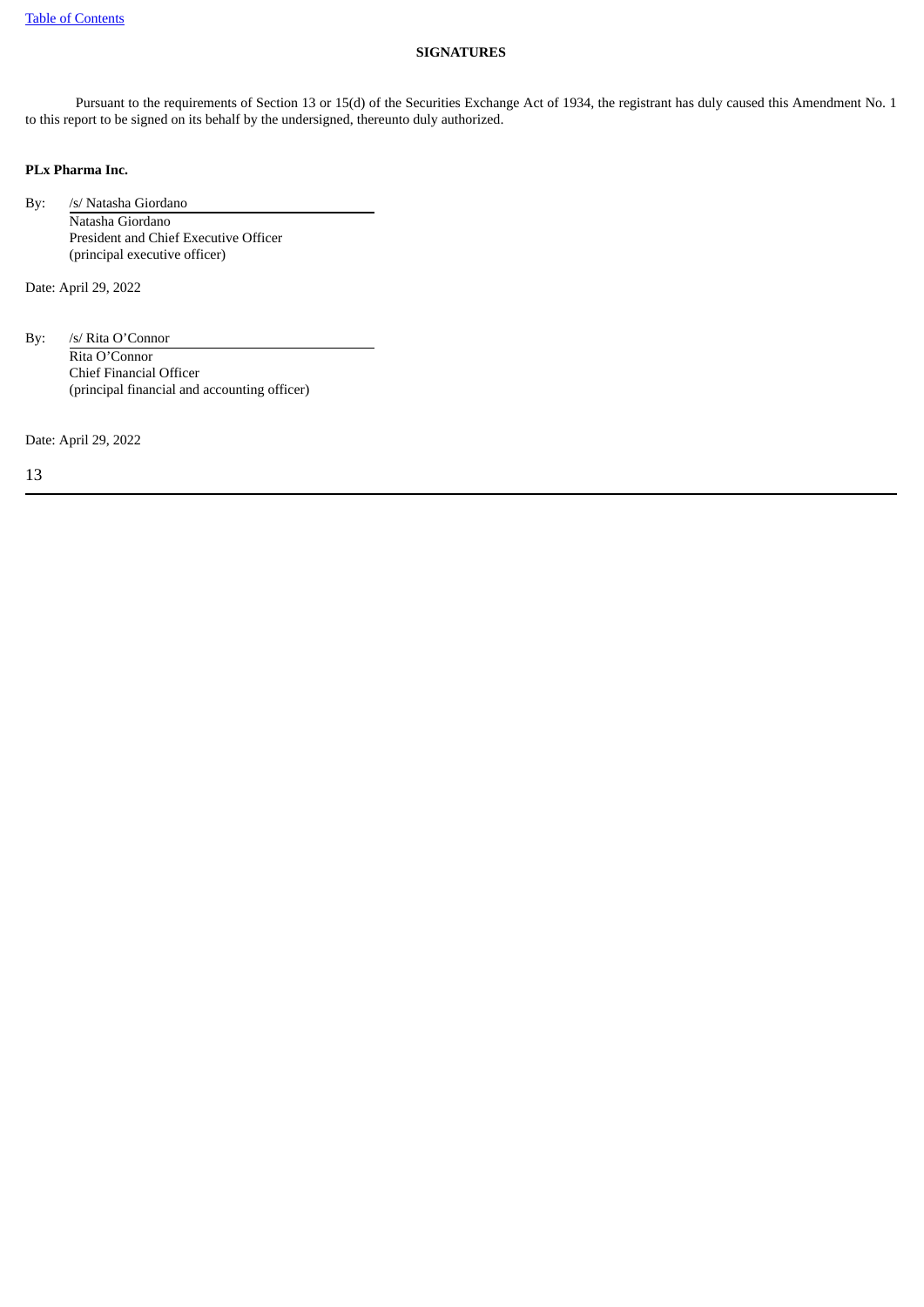## SIGNATURES

Pursuant to the requirements of Section 13 or 15(d) of the Securities Exchange Act of 1934, the registrant has duly caused this Amendment No. 1 to this report to be signed on its behalf by the undersigned, thereunto duly authorized.

**PLx Pharma Inc.**

By: /s/ Natasha Giordano
Natasha Giordano
President and Chief Executive Officer
(principal executive officer)

Date: April 29, 2022

By: /s/ Rita O'Connor
Rita O'Connor
Chief Financial Officer
(principal financial and accounting officer)

Date: April 29, 2022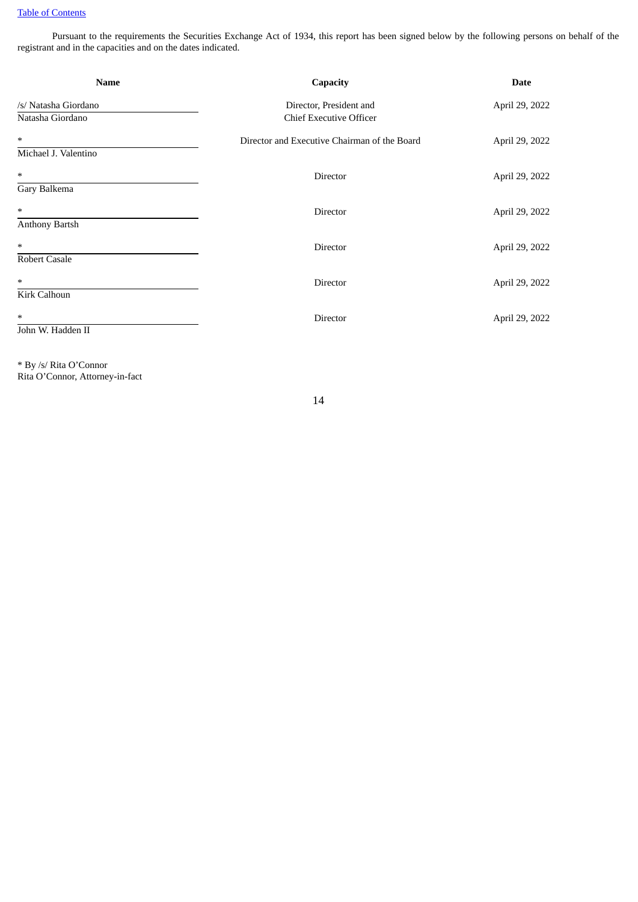Table of Contents

Pursuant to the requirements the Securities Exchange Act of 1934, this report has been signed below by the following persons on behalf of the registrant and in the capacities and on the dates indicated.

| Name | Capacity | Date |
| --- | --- | --- |
| /s/ Natasha Giordano<br>Natasha Giordano | Director, President and Chief Executive Officer | April 29, 2022 |
| *<br>Michael J. Valentino | Director and Executive Chairman of the Board | April 29, 2022 |
| *<br>Gary Balkema | Director | April 29, 2022 |
| *<br>Anthony Bartsh | Director | April 29, 2022 |
| *<br>Robert Casale | Director | April 29, 2022 |
| *<br>Kirk Calhoun | Director | April 29, 2022 |
| *<br>John W. Hadden II | Director | April 29, 2022 |

* By /s/ Rita O'Connor
Rita O'Connor, Attorney-in-fact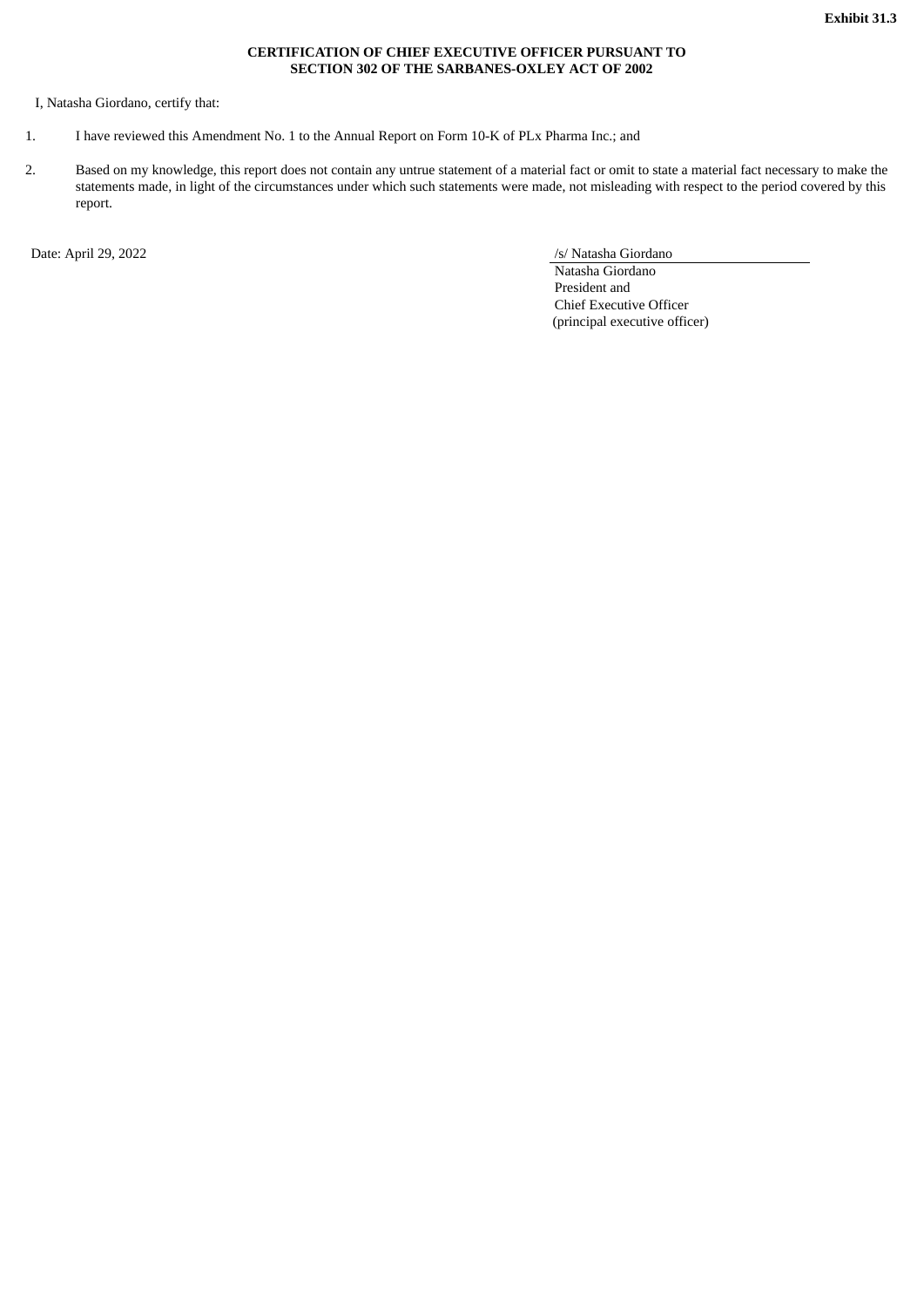**Exhibit 31.3**

**CERTIFICATION OF CHIEF EXECUTIVE OFFICER PURSUANT TO SECTION 302 OF THE SARBANES-OXLEY ACT OF 2002**

I, Natasha Giordano, certify that:

1. I have reviewed this Amendment No. 1 to the Annual Report on Form 10-K of PLx Pharma Inc.; and

2. Based on my knowledge, this report does not contain any untrue statement of a material fact or omit to state a material fact necessary to make the statements made, in light of the circumstances under which such statements were made, not misleading with respect to the period covered by this report.

Date: April 29, 2022

/s/ Natasha Giordano
Natasha Giordano
President and
Chief Executive Officer
(principal executive officer)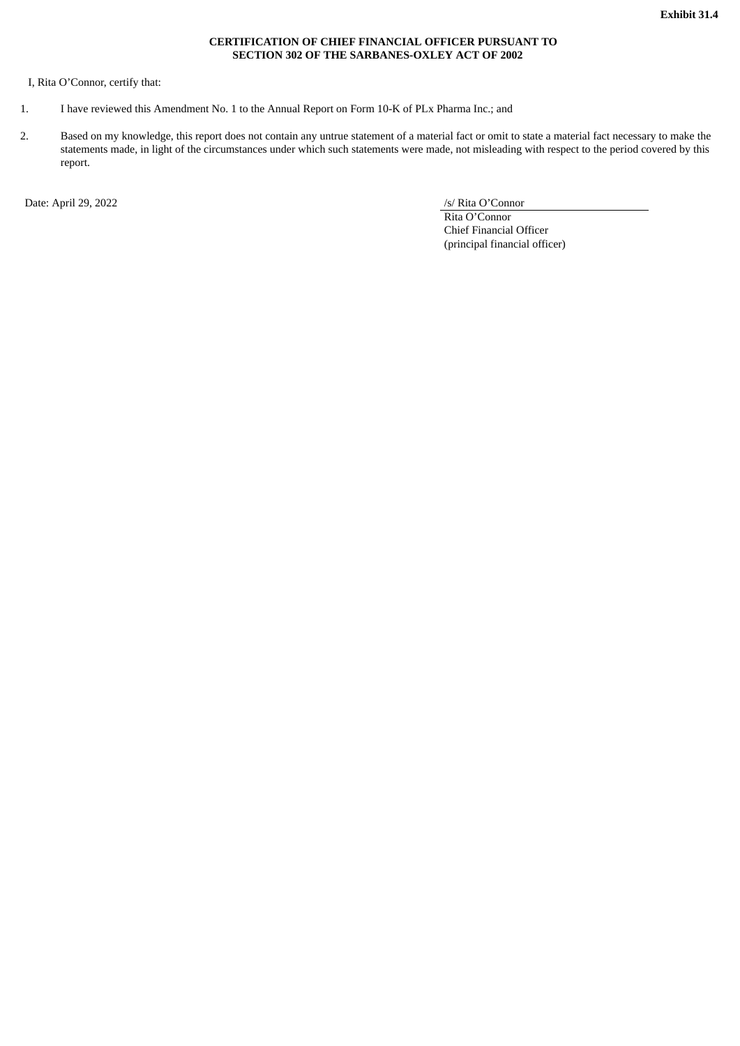**Exhibit 31.4**

**CERTIFICATION OF CHIEF FINANCIAL OFFICER PURSUANT TO SECTION 302 OF THE SARBANES-OXLEY ACT OF 2002**

I, Rita O'Connor, certify that:

1. I have reviewed this Amendment No. 1 to the Annual Report on Form 10-K of PLx Pharma Inc.; and

2. Based on my knowledge, this report does not contain any untrue statement of a material fact or omit to state a material fact necessary to make the statements made, in light of the circumstances under which such statements were made, not misleading with respect to the period covered by this report.

Date: April 29, 2022

/s/ Rita O'Connor
Rita O'Connor
Chief Financial Officer
(principal financial officer)